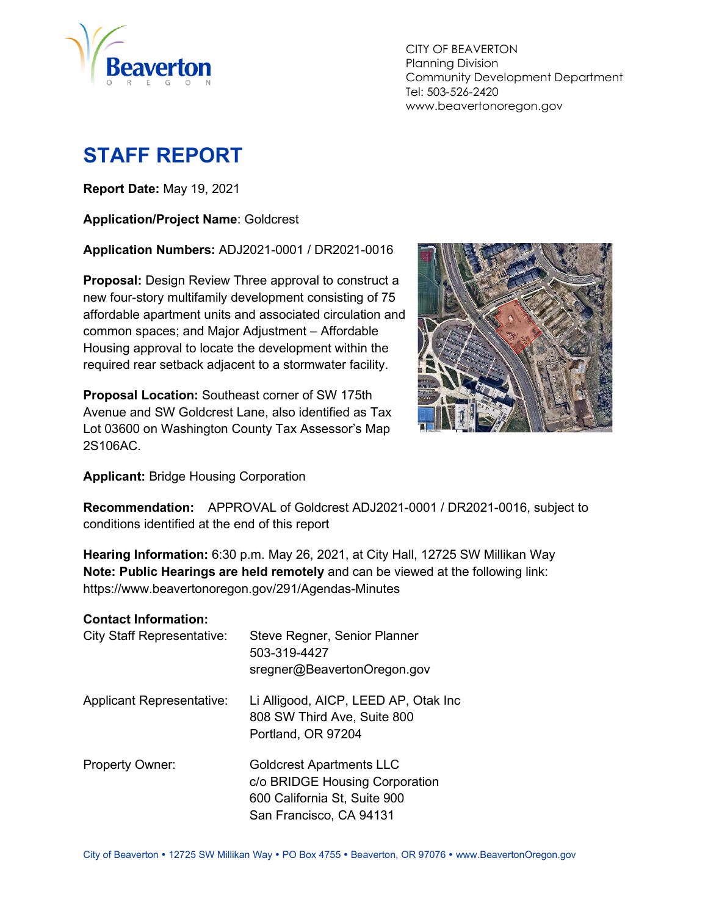CITY OF BEAVERTON
Planning Division
Community Development Department
Tel: 503-526-2420
www.beavertonoregon.gov

# STAFF REPORT

**Report Date:** May 19, 2021

**Application/Project Name**: Goldcrest

**Application Numbers:** ADJ2021-0001 / DR2021-0016

**Proposal:** Design Review Three approval to construct a new four-story multifamily development consisting of 75 affordable apartment units and associated circulation and common spaces; and Major Adjustment – Affordable Housing approval to locate the development within the required rear setback adjacent to a stormwater facility.

**Proposal Location:** Southeast corner of SW 175th Avenue and SW Goldcrest Lane, also identified as Tax Lot 03600 on Washington County Tax Assessor's Map 2S106AC.

**Applicant:** Bridge Housing Corporation

**Recommendation:** APPROVAL of Goldcrest ADJ2021-0001 / DR2021-0016, subject to conditions identified at the end of this report

**Hearing Information:** 6:30 p.m. May 26, 2021, at City Hall, 12725 SW Millikan Way
**Note: Public Hearings are held remotely** and can be viewed at the following link: https://www.beavertonoregon.gov/291/Agendas-Minutes

**Contact Information:**

| | |
|---|---|
| City Staff Representative: | Steve Regner, Senior Planner<br>503-319-4427<br>sregner@BeavertonOregon.gov |
| Applicant Representative: | Li Alligood, AICP, LEED AP, Otak Inc<br>808 SW Third Ave, Suite 800<br>Portland, OR 97204 |
| Property Owner: | Goldcrest Apartments LLC<br>c/o BRIDGE Housing Corporation<br>600 California St, Suite 900<br>San Francisco, CA 94131 |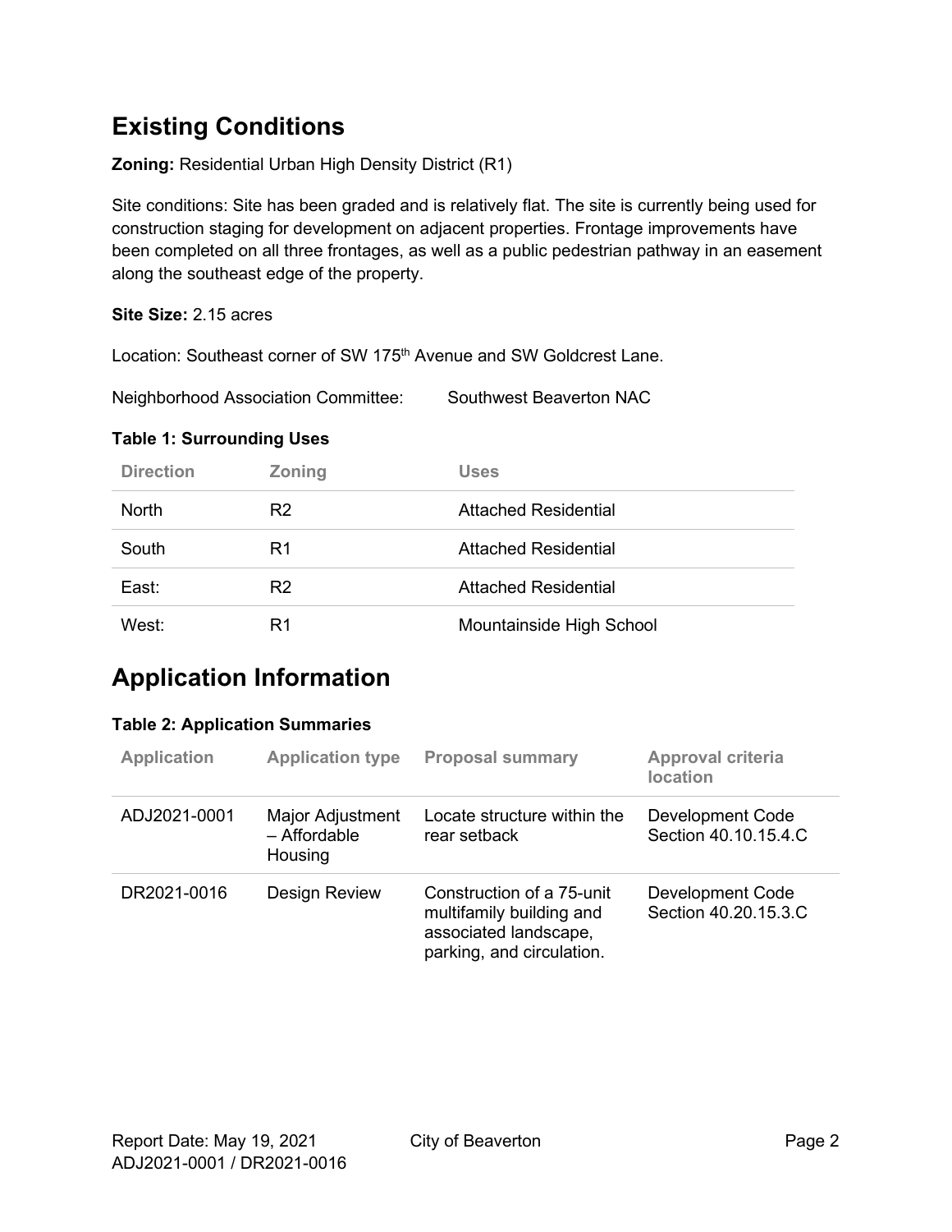## Existing Conditions

**Zoning:** Residential Urban High Density District (R1)

Site conditions: Site has been graded and is relatively flat. The site is currently being used for construction staging for development on adjacent properties. Frontage improvements have been completed on all three frontages, as well as a public pedestrian pathway in an easement along the southeast edge of the property.

**Site Size:** 2.15 acres

Location: Southeast corner of SW 175th Avenue and SW Goldcrest Lane.

Neighborhood Association Committee: Southwest Beaverton NAC

**Table 1: Surrounding Uses**

| Direction | Zoning | Uses |
|---|---|---|
| North | R2 | Attached Residential |
| South | R1 | Attached Residential |
| East: | R2 | Attached Residential |
| West: | R1 | Mountainside High School |

## Application Information

**Table 2: Application Summaries**

| Application | Application type | Proposal summary | Approval criteria location |
|---|---|---|---|
| ADJ2021-0001 | Major Adjustment – Affordable Housing | Locate structure within the rear setback | Development Code Section 40.10.15.4.C |
| DR2021-0016 | Design Review | Construction of a 75-unit multifamily building and associated landscape, parking, and circulation. | Development Code Section 40.20.15.3.C |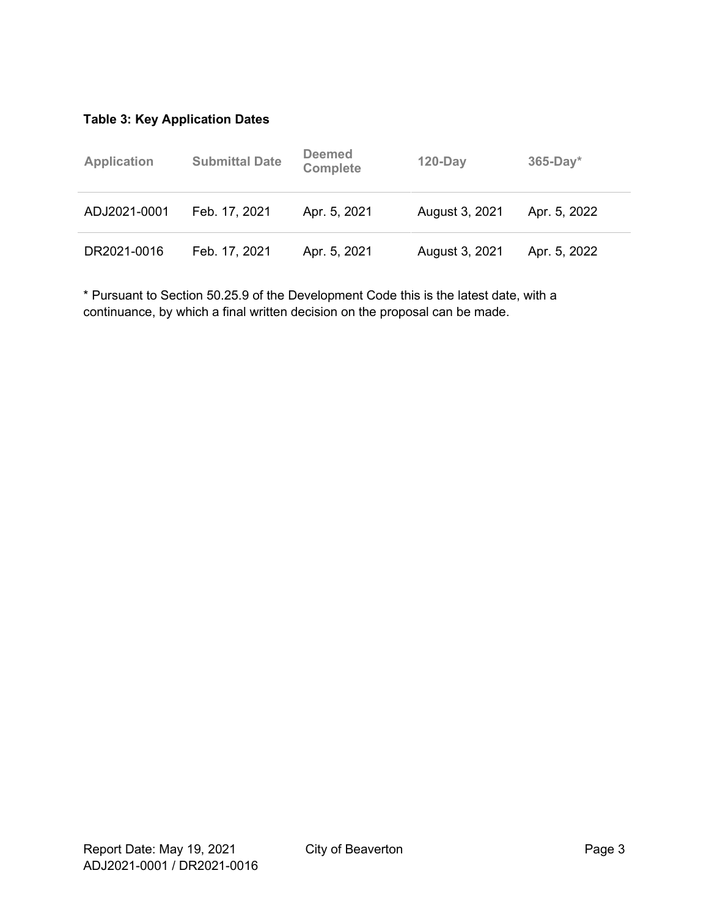**Table 3: Key Application Dates**

| Application | Submittal Date | Deemed Complete | 120-Day | 365-Day* |
|---|---|---|---|---|
| ADJ2021-0001 | Feb. 17, 2021 | Apr. 5, 2021 | August 3, 2021 | Apr. 5, 2022 |
| DR2021-0016 | Feb. 17, 2021 | Apr. 5, 2021 | August 3, 2021 | Apr. 5, 2022 |

* Pursuant to Section 50.25.9 of the Development Code this is the latest date, with a continuance, by which a final written decision on the proposal can be made.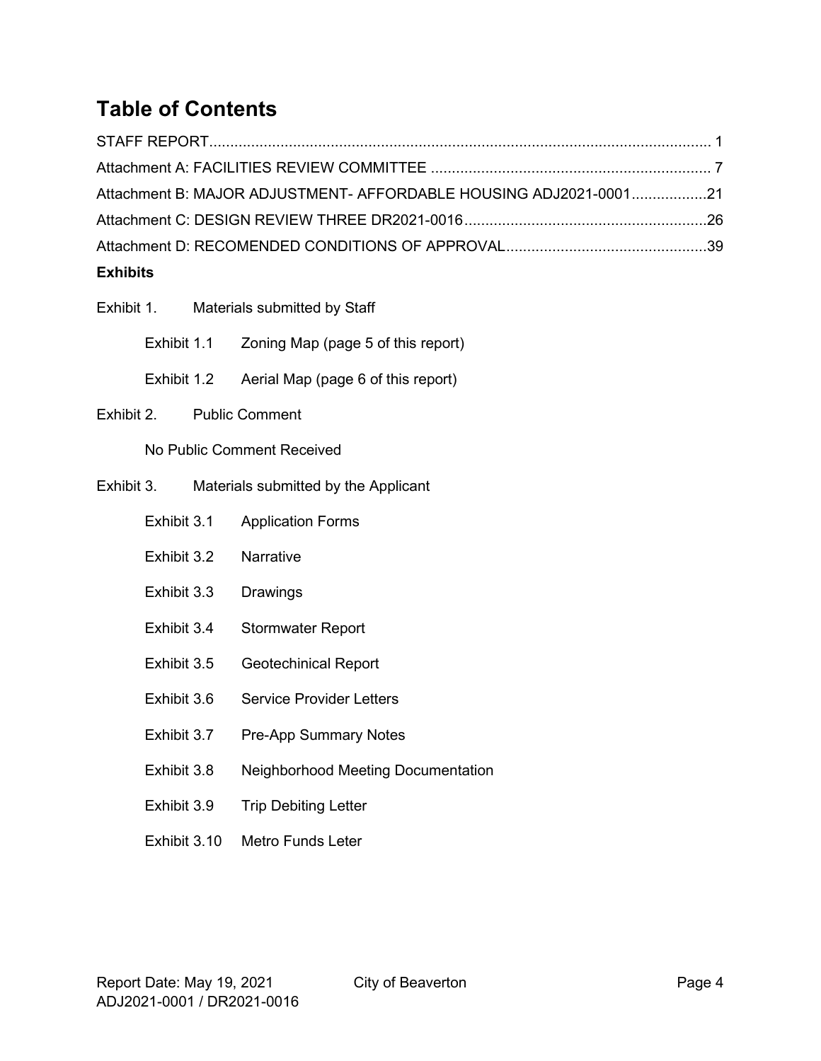# Table of Contents

STAFF REPORT........................................................................................................................ 1
Attachment A: FACILITIES REVIEW COMMITTEE .................................................................. 7
Attachment B: MAJOR ADJUSTMENT- AFFORDABLE HOUSING ADJ2021-0001..................21
Attachment C: DESIGN REVIEW THREE DR2021-0016..........................................................26
Attachment D: RECOMENDED CONDITIONS OF APPROVAL................................................39

**Exhibits**

Exhibit 1. Materials submitted by Staff

- Exhibit 1.1 Zoning Map (page 5 of this report)
- Exhibit 1.2 Aerial Map (page 6 of this report)

Exhibit 2. Public Comment

- No Public Comment Received

Exhibit 3. Materials submitted by the Applicant

- Exhibit 3.1 Application Forms
- Exhibit 3.2 Narrative
- Exhibit 3.3 Drawings
- Exhibit 3.4 Stormwater Report
- Exhibit 3.5 Geotechinical Report
- Exhibit 3.6 Service Provider Letters
- Exhibit 3.7 Pre-App Summary Notes
- Exhibit 3.8 Neighborhood Meeting Documentation
- Exhibit 3.9 Trip Debiting Letter
- Exhibit 3.10 Metro Funds Leter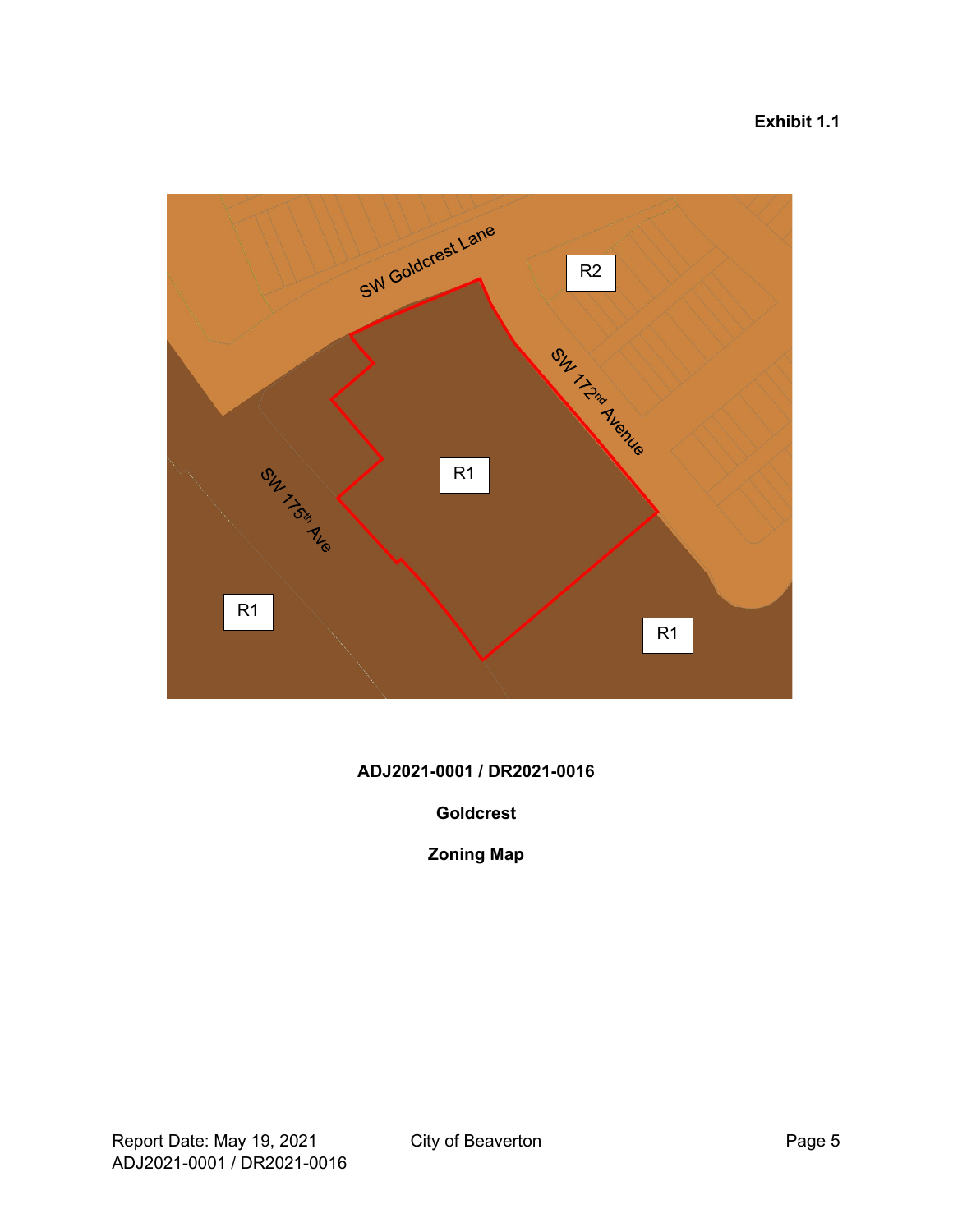**Exhibit 1.1**

SW Goldcrest Lane

R2

SW 172nd Avenue

R1

SW 175th Ave

R1

R1

**ADJ2021-0001 / DR2021-0016**

**Goldcrest**

**Zoning Map**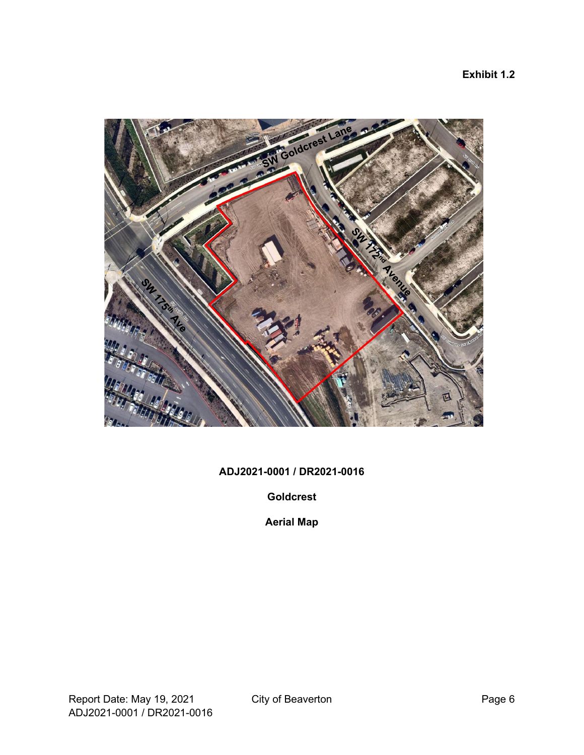**Exhibit 1.2**

**ADJ2021-0001 / DR2021-0016**

**Goldcrest**

**Aerial Map**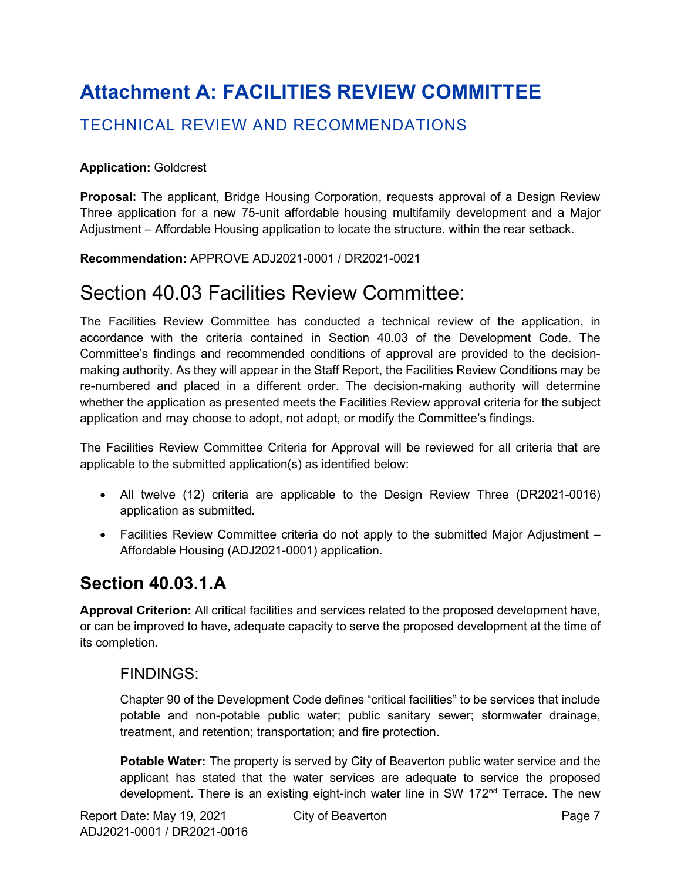# Attachment A: FACILITIES REVIEW COMMITTEE

## TECHNICAL REVIEW AND RECOMMENDATIONS

**Application:** Goldcrest

**Proposal:** The applicant, Bridge Housing Corporation, requests approval of a Design Review Three application for a new 75-unit affordable housing multifamily development and a Major Adjustment – Affordable Housing application to locate the structure. within the rear setback.

**Recommendation:** APPROVE ADJ2021-0001 / DR2021-0021

# Section 40.03 Facilities Review Committee:

The Facilities Review Committee has conducted a technical review of the application, in accordance with the criteria contained in Section 40.03 of the Development Code. The Committee's findings and recommended conditions of approval are provided to the decision-making authority. As they will appear in the Staff Report, the Facilities Review Conditions may be re-numbered and placed in a different order. The decision-making authority will determine whether the application as presented meets the Facilities Review approval criteria for the subject application and may choose to adopt, not adopt, or modify the Committee's findings.

The Facilities Review Committee Criteria for Approval will be reviewed for all criteria that are applicable to the submitted application(s) as identified below:

- All twelve (12) criteria are applicable to the Design Review Three (DR2021-0016) application as submitted.
- Facilities Review Committee criteria do not apply to the submitted Major Adjustment – Affordable Housing (ADJ2021-0001) application.

## Section 40.03.1.A

**Approval Criterion:** All critical facilities and services related to the proposed development have, or can be improved to have, adequate capacity to serve the proposed development at the time of its completion.

### FINDINGS:

Chapter 90 of the Development Code defines "critical facilities" to be services that include potable and non-potable public water; public sanitary sewer; stormwater drainage, treatment, and retention; transportation; and fire protection.

**Potable Water:** The property is served by City of Beaverton public water service and the applicant has stated that the water services are adequate to service the proposed development. There is an existing eight-inch water line in SW 172nd Terrace. The new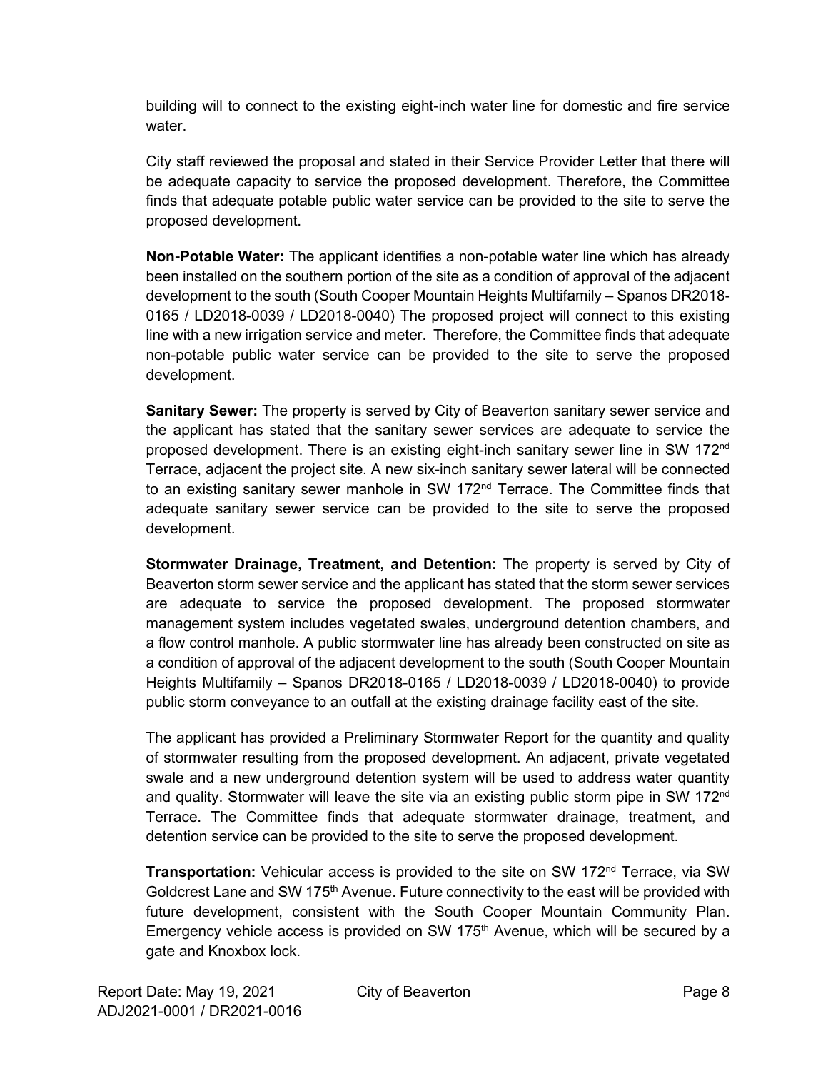building will to connect to the existing eight-inch water line for domestic and fire service water.

City staff reviewed the proposal and stated in their Service Provider Letter that there will be adequate capacity to service the proposed development. Therefore, the Committee finds that adequate potable public water service can be provided to the site to serve the proposed development.

**Non-Potable Water:** The applicant identifies a non-potable water line which has already been installed on the southern portion of the site as a condition of approval of the adjacent development to the south (South Cooper Mountain Heights Multifamily – Spanos DR2018-0165 / LD2018-0039 / LD2018-0040) The proposed project will connect to this existing line with a new irrigation service and meter. Therefore, the Committee finds that adequate non-potable public water service can be provided to the site to serve the proposed development.

**Sanitary Sewer:** The property is served by City of Beaverton sanitary sewer service and the applicant has stated that the sanitary sewer services are adequate to service the proposed development. There is an existing eight-inch sanitary sewer line in SW 172nd Terrace, adjacent the project site. A new six-inch sanitary sewer lateral will be connected to an existing sanitary sewer manhole in SW 172nd Terrace. The Committee finds that adequate sanitary sewer service can be provided to the site to serve the proposed development.

**Stormwater Drainage, Treatment, and Detention:** The property is served by City of Beaverton storm sewer service and the applicant has stated that the storm sewer services are adequate to service the proposed development. The proposed stormwater management system includes vegetated swales, underground detention chambers, and a flow control manhole. A public stormwater line has already been constructed on site as a condition of approval of the adjacent development to the south (South Cooper Mountain Heights Multifamily – Spanos DR2018-0165 / LD2018-0039 / LD2018-0040) to provide public storm conveyance to an outfall at the existing drainage facility east of the site.

The applicant has provided a Preliminary Stormwater Report for the quantity and quality of stormwater resulting from the proposed development. An adjacent, private vegetated swale and a new underground detention system will be used to address water quantity and quality. Stormwater will leave the site via an existing public storm pipe in SW 172nd Terrace. The Committee finds that adequate stormwater drainage, treatment, and detention service can be provided to the site to serve the proposed development.

**Transportation:** Vehicular access is provided to the site on SW 172nd Terrace, via SW Goldcrest Lane and SW 175th Avenue. Future connectivity to the east will be provided with future development, consistent with the South Cooper Mountain Community Plan. Emergency vehicle access is provided on SW 175th Avenue, which will be secured by a gate and Knoxbox lock.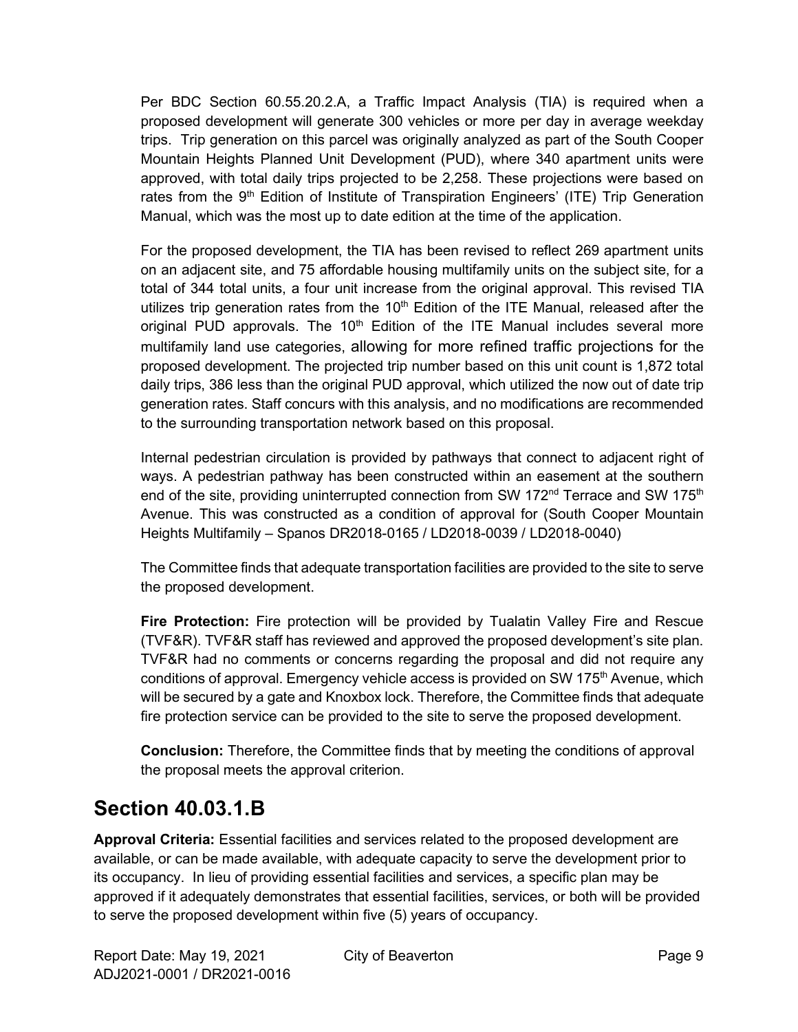Per BDC Section 60.55.20.2.A, a Traffic Impact Analysis (TIA) is required when a proposed development will generate 300 vehicles or more per day in average weekday trips. Trip generation on this parcel was originally analyzed as part of the South Cooper Mountain Heights Planned Unit Development (PUD), where 340 apartment units were approved, with total daily trips projected to be 2,258. These projections were based on rates from the 9th Edition of Institute of Transpiration Engineers' (ITE) Trip Generation Manual, which was the most up to date edition at the time of the application.

For the proposed development, the TIA has been revised to reflect 269 apartment units on an adjacent site, and 75 affordable housing multifamily units on the subject site, for a total of 344 total units, a four unit increase from the original approval. This revised TIA utilizes trip generation rates from the 10th Edition of the ITE Manual, released after the original PUD approvals. The 10th Edition of the ITE Manual includes several more multifamily land use categories, allowing for more refined traffic projections for the proposed development. The projected trip number based on this unit count is 1,872 total daily trips, 386 less than the original PUD approval, which utilized the now out of date trip generation rates. Staff concurs with this analysis, and no modifications are recommended to the surrounding transportation network based on this proposal.

Internal pedestrian circulation is provided by pathways that connect to adjacent right of ways. A pedestrian pathway has been constructed within an easement at the southern end of the site, providing uninterrupted connection from SW 172nd Terrace and SW 175th Avenue. This was constructed as a condition of approval for (South Cooper Mountain Heights Multifamily – Spanos DR2018-0165 / LD2018-0039 / LD2018-0040)

The Committee finds that adequate transportation facilities are provided to the site to serve the proposed development.

**Fire Protection:** Fire protection will be provided by Tualatin Valley Fire and Rescue (TVF&R). TVF&R staff has reviewed and approved the proposed development's site plan. TVF&R had no comments or concerns regarding the proposal and did not require any conditions of approval. Emergency vehicle access is provided on SW 175th Avenue, which will be secured by a gate and Knoxbox lock. Therefore, the Committee finds that adequate fire protection service can be provided to the site to serve the proposed development.

**Conclusion:** Therefore, the Committee finds that by meeting the conditions of approval the proposal meets the approval criterion.

## Section 40.03.1.B

**Approval Criteria:** Essential facilities and services related to the proposed development are available, or can be made available, with adequate capacity to serve the development prior to its occupancy. In lieu of providing essential facilities and services, a specific plan may be approved if it adequately demonstrates that essential facilities, services, or both will be provided to serve the proposed development within five (5) years of occupancy.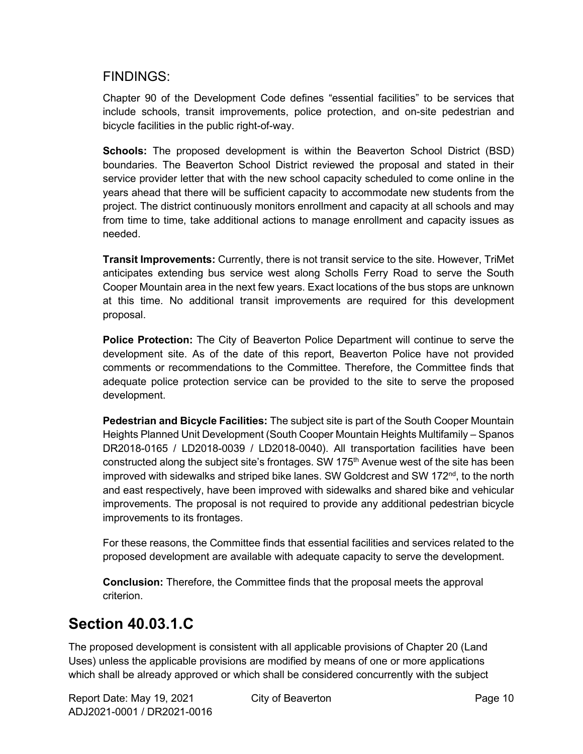FINDINGS:

Chapter 90 of the Development Code defines "essential facilities" to be services that include schools, transit improvements, police protection, and on-site pedestrian and bicycle facilities in the public right-of-way.

**Schools:** The proposed development is within the Beaverton School District (BSD) boundaries. The Beaverton School District reviewed the proposal and stated in their service provider letter that with the new school capacity scheduled to come online in the years ahead that there will be sufficient capacity to accommodate new students from the project. The district continuously monitors enrollment and capacity at all schools and may from time to time, take additional actions to manage enrollment and capacity issues as needed.

**Transit Improvements:** Currently, there is not transit service to the site. However, TriMet anticipates extending bus service west along Scholls Ferry Road to serve the South Cooper Mountain area in the next few years. Exact locations of the bus stops are unknown at this time. No additional transit improvements are required for this development proposal.

**Police Protection:** The City of Beaverton Police Department will continue to serve the development site. As of the date of this report, Beaverton Police have not provided comments or recommendations to the Committee. Therefore, the Committee finds that adequate police protection service can be provided to the site to serve the proposed development.

**Pedestrian and Bicycle Facilities:** The subject site is part of the South Cooper Mountain Heights Planned Unit Development (South Cooper Mountain Heights Multifamily – Spanos DR2018-0165 / LD2018-0039 / LD2018-0040). All transportation facilities have been constructed along the subject site's frontages. SW 175th Avenue west of the site has been improved with sidewalks and striped bike lanes. SW Goldcrest and SW 172nd, to the north and east respectively, have been improved with sidewalks and shared bike and vehicular improvements. The proposal is not required to provide any additional pedestrian bicycle improvements to its frontages.

For these reasons, the Committee finds that essential facilities and services related to the proposed development are available with adequate capacity to serve the development.

**Conclusion:** Therefore, the Committee finds that the proposal meets the approval criterion.

## Section 40.03.1.C

The proposed development is consistent with all applicable provisions of Chapter 20 (Land Uses) unless the applicable provisions are modified by means of one or more applications which shall be already approved or which shall be considered concurrently with the subject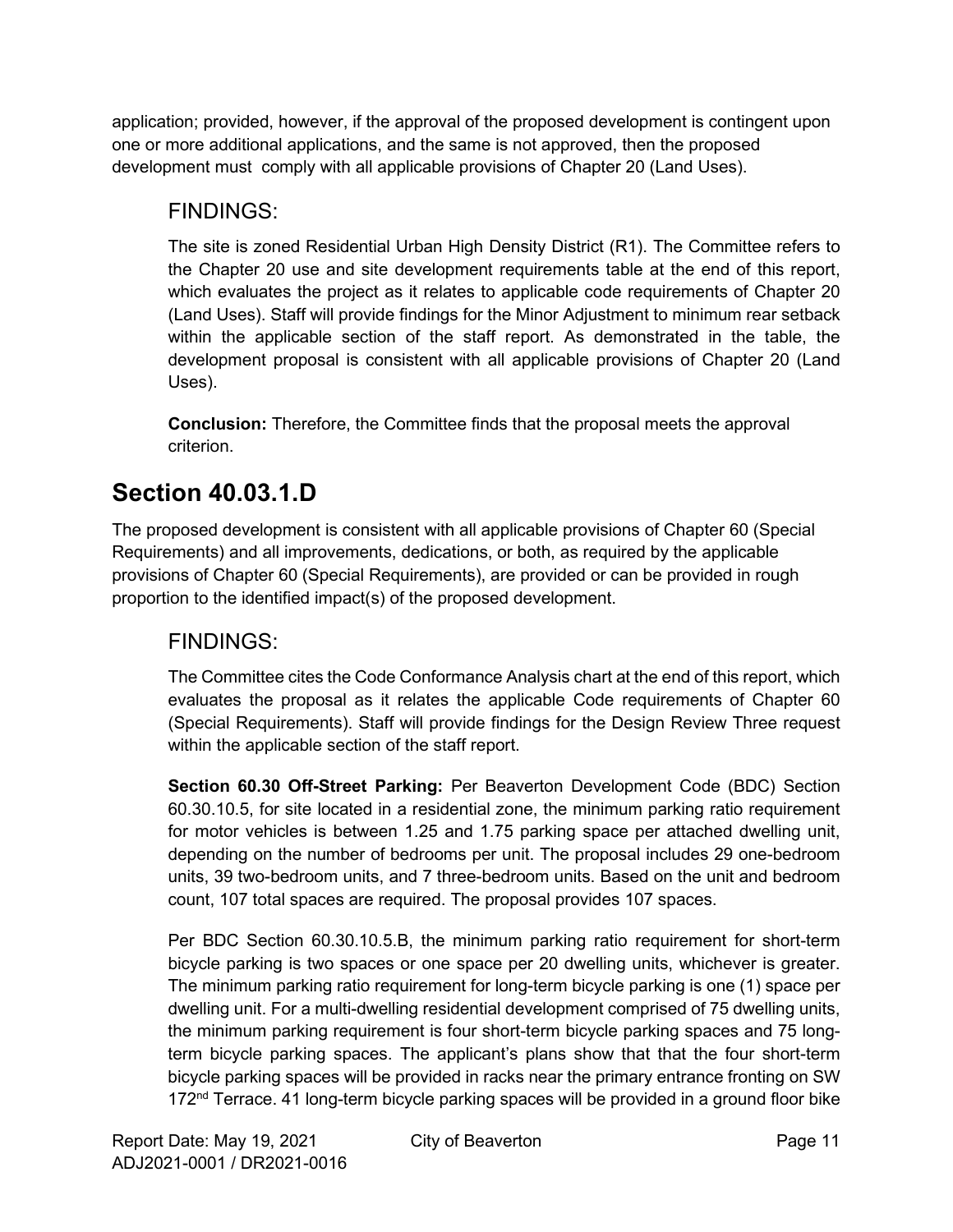application; provided, however, if the approval of the proposed development is contingent upon one or more additional applications, and the same is not approved, then the proposed development must comply with all applicable provisions of Chapter 20 (Land Uses).

### FINDINGS:

The site is zoned Residential Urban High Density District (R1). The Committee refers to the Chapter 20 use and site development requirements table at the end of this report, which evaluates the project as it relates to applicable code requirements of Chapter 20 (Land Uses). Staff will provide findings for the Minor Adjustment to minimum rear setback within the applicable section of the staff report. As demonstrated in the table, the development proposal is consistent with all applicable provisions of Chapter 20 (Land Uses).

**Conclusion:** Therefore, the Committee finds that the proposal meets the approval criterion.

## Section 40.03.1.D

The proposed development is consistent with all applicable provisions of Chapter 60 (Special Requirements) and all improvements, dedications, or both, as required by the applicable provisions of Chapter 60 (Special Requirements), are provided or can be provided in rough proportion to the identified impact(s) of the proposed development.

### FINDINGS:

The Committee cites the Code Conformance Analysis chart at the end of this report, which evaluates the proposal as it relates the applicable Code requirements of Chapter 60 (Special Requirements). Staff will provide findings for the Design Review Three request within the applicable section of the staff report.

**Section 60.30 Off-Street Parking:** Per Beaverton Development Code (BDC) Section 60.30.10.5, for site located in a residential zone, the minimum parking ratio requirement for motor vehicles is between 1.25 and 1.75 parking space per attached dwelling unit, depending on the number of bedrooms per unit. The proposal includes 29 one-bedroom units, 39 two-bedroom units, and 7 three-bedroom units. Based on the unit and bedroom count, 107 total spaces are required. The proposal provides 107 spaces.

Per BDC Section 60.30.10.5.B, the minimum parking ratio requirement for short-term bicycle parking is two spaces or one space per 20 dwelling units, whichever is greater. The minimum parking ratio requirement for long-term bicycle parking is one (1) space per dwelling unit. For a multi-dwelling residential development comprised of 75 dwelling units, the minimum parking requirement is four short-term bicycle parking spaces and 75 long-term bicycle parking spaces. The applicant's plans show that that the four short-term bicycle parking spaces will be provided in racks near the primary entrance fronting on SW 172nd Terrace. 41 long-term bicycle parking spaces will be provided in a ground floor bike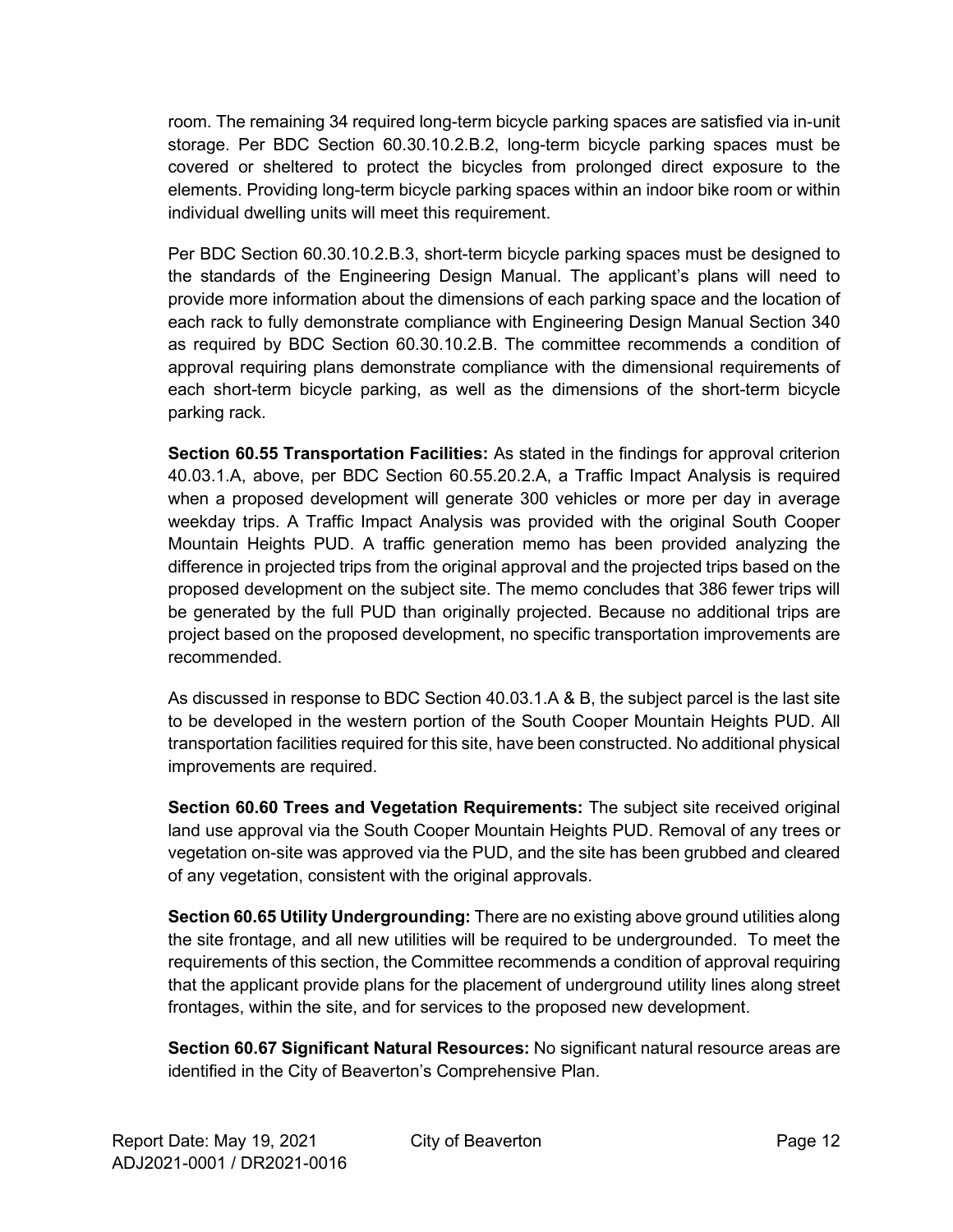room. The remaining 34 required long-term bicycle parking spaces are satisfied via in-unit storage. Per BDC Section 60.30.10.2.B.2, long-term bicycle parking spaces must be covered or sheltered to protect the bicycles from prolonged direct exposure to the elements. Providing long-term bicycle parking spaces within an indoor bike room or within individual dwelling units will meet this requirement.

Per BDC Section 60.30.10.2.B.3, short-term bicycle parking spaces must be designed to the standards of the Engineering Design Manual. The applicant's plans will need to provide more information about the dimensions of each parking space and the location of each rack to fully demonstrate compliance with Engineering Design Manual Section 340 as required by BDC Section 60.30.10.2.B. The committee recommends a condition of approval requiring plans demonstrate compliance with the dimensional requirements of each short-term bicycle parking, as well as the dimensions of the short-term bicycle parking rack.

**Section 60.55 Transportation Facilities:** As stated in the findings for approval criterion 40.03.1.A, above, per BDC Section 60.55.20.2.A, a Traffic Impact Analysis is required when a proposed development will generate 300 vehicles or more per day in average weekday trips. A Traffic Impact Analysis was provided with the original South Cooper Mountain Heights PUD. A traffic generation memo has been provided analyzing the difference in projected trips from the original approval and the projected trips based on the proposed development on the subject site. The memo concludes that 386 fewer trips will be generated by the full PUD than originally projected. Because no additional trips are project based on the proposed development, no specific transportation improvements are recommended.

As discussed in response to BDC Section 40.03.1.A & B, the subject parcel is the last site to be developed in the western portion of the South Cooper Mountain Heights PUD. All transportation facilities required for this site, have been constructed. No additional physical improvements are required.

**Section 60.60 Trees and Vegetation Requirements:** The subject site received original land use approval via the South Cooper Mountain Heights PUD. Removal of any trees or vegetation on-site was approved via the PUD, and the site has been grubbed and cleared of any vegetation, consistent with the original approvals.

**Section 60.65 Utility Undergrounding:** There are no existing above ground utilities along the site frontage, and all new utilities will be required to be undergrounded. To meet the requirements of this section, the Committee recommends a condition of approval requiring that the applicant provide plans for the placement of underground utility lines along street frontages, within the site, and for services to the proposed new development.

**Section 60.67 Significant Natural Resources:** No significant natural resource areas are identified in the City of Beaverton's Comprehensive Plan.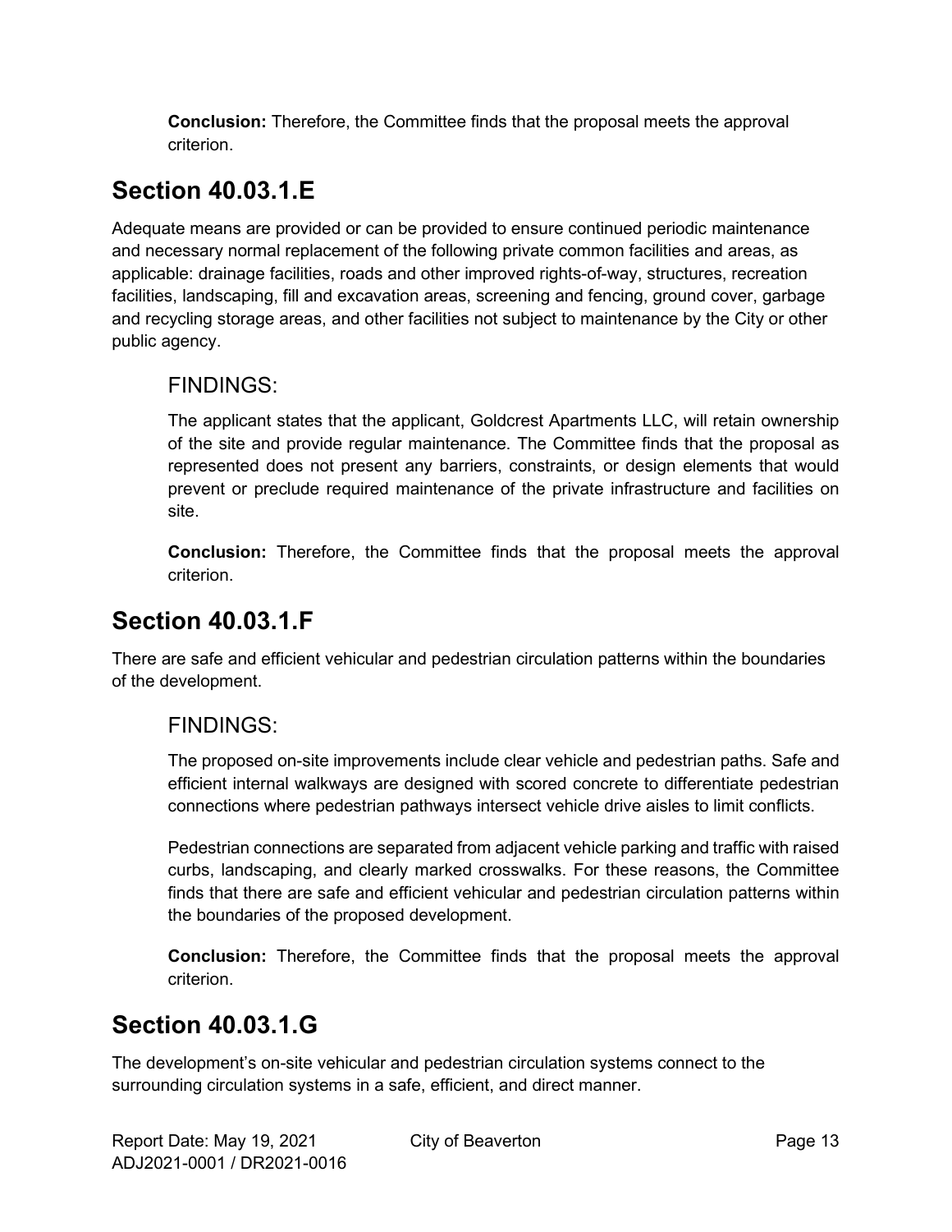**Conclusion:** Therefore, the Committee finds that the proposal meets the approval criterion.

## Section 40.03.1.E

Adequate means are provided or can be provided to ensure continued periodic maintenance and necessary normal replacement of the following private common facilities and areas, as applicable: drainage facilities, roads and other improved rights-of-way, structures, recreation facilities, landscaping, fill and excavation areas, screening and fencing, ground cover, garbage and recycling storage areas, and other facilities not subject to maintenance by the City or other public agency.

### FINDINGS:

The applicant states that the applicant, Goldcrest Apartments LLC, will retain ownership of the site and provide regular maintenance. The Committee finds that the proposal as represented does not present any barriers, constraints, or design elements that would prevent or preclude required maintenance of the private infrastructure and facilities on site.

**Conclusion:** Therefore, the Committee finds that the proposal meets the approval criterion.

## Section 40.03.1.F

There are safe and efficient vehicular and pedestrian circulation patterns within the boundaries of the development.

### FINDINGS:

The proposed on-site improvements include clear vehicle and pedestrian paths. Safe and efficient internal walkways are designed with scored concrete to differentiate pedestrian connections where pedestrian pathways intersect vehicle drive aisles to limit conflicts.

Pedestrian connections are separated from adjacent vehicle parking and traffic with raised curbs, landscaping, and clearly marked crosswalks. For these reasons, the Committee finds that there are safe and efficient vehicular and pedestrian circulation patterns within the boundaries of the proposed development.

**Conclusion:** Therefore, the Committee finds that the proposal meets the approval criterion.

## Section 40.03.1.G

The development's on-site vehicular and pedestrian circulation systems connect to the surrounding circulation systems in a safe, efficient, and direct manner.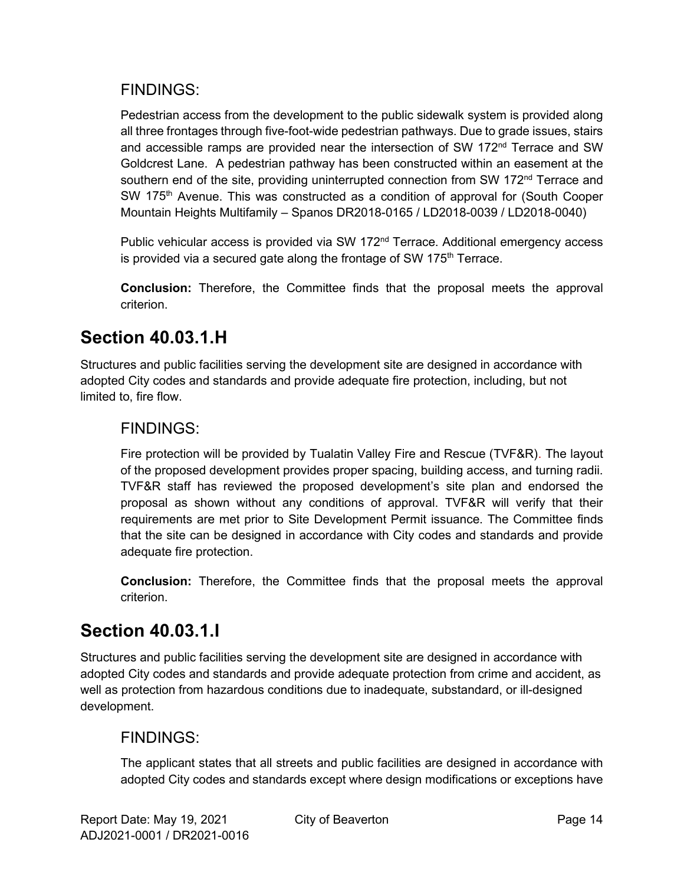### FINDINGS:

Pedestrian access from the development to the public sidewalk system is provided along all three frontages through five-foot-wide pedestrian pathways. Due to grade issues, stairs and accessible ramps are provided near the intersection of SW 172nd Terrace and SW Goldcrest Lane. A pedestrian pathway has been constructed within an easement at the southern end of the site, providing uninterrupted connection from SW 172nd Terrace and SW 175th Avenue. This was constructed as a condition of approval for (South Cooper Mountain Heights Multifamily – Spanos DR2018-0165 / LD2018-0039 / LD2018-0040)

Public vehicular access is provided via SW 172nd Terrace. Additional emergency access is provided via a secured gate along the frontage of SW 175th Terrace.

**Conclusion:** Therefore, the Committee finds that the proposal meets the approval criterion.

## Section 40.03.1.H

Structures and public facilities serving the development site are designed in accordance with adopted City codes and standards and provide adequate fire protection, including, but not limited to, fire flow.

### FINDINGS:

Fire protection will be provided by Tualatin Valley Fire and Rescue (TVF&R). The layout of the proposed development provides proper spacing, building access, and turning radii. TVF&R staff has reviewed the proposed development's site plan and endorsed the proposal as shown without any conditions of approval. TVF&R will verify that their requirements are met prior to Site Development Permit issuance. The Committee finds that the site can be designed in accordance with City codes and standards and provide adequate fire protection.

**Conclusion:** Therefore, the Committee finds that the proposal meets the approval criterion.

## Section 40.03.1.I

Structures and public facilities serving the development site are designed in accordance with adopted City codes and standards and provide adequate protection from crime and accident, as well as protection from hazardous conditions due to inadequate, substandard, or ill-designed development.

### FINDINGS:

The applicant states that all streets and public facilities are designed in accordance with adopted City codes and standards except where design modifications or exceptions have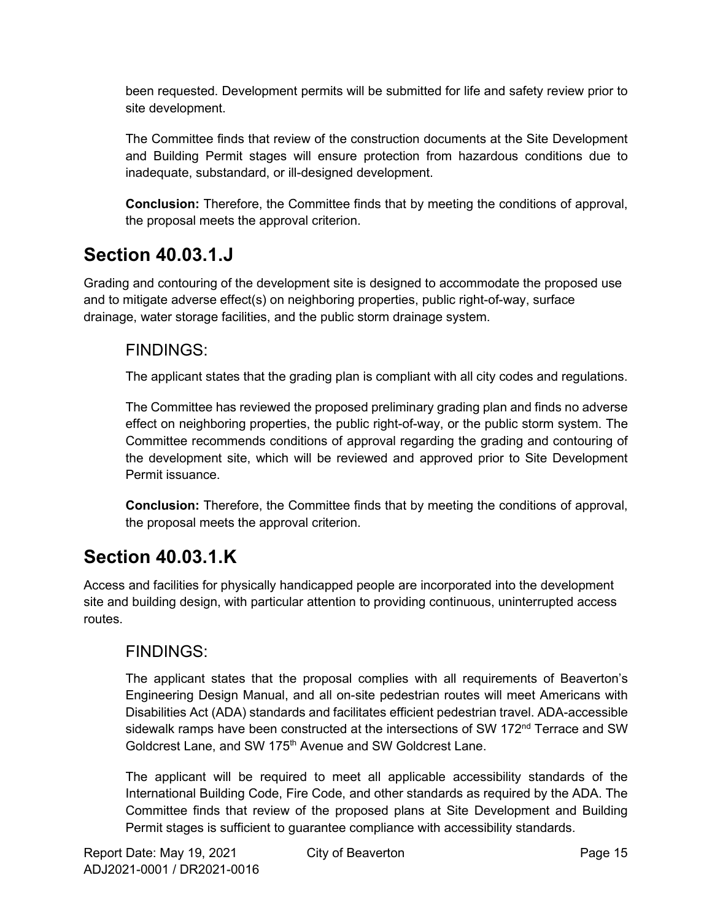been requested. Development permits will be submitted for life and safety review prior to site development.

The Committee finds that review of the construction documents at the Site Development and Building Permit stages will ensure protection from hazardous conditions due to inadequate, substandard, or ill-designed development.

**Conclusion:** Therefore, the Committee finds that by meeting the conditions of approval, the proposal meets the approval criterion.

## Section 40.03.1.J

Grading and contouring of the development site is designed to accommodate the proposed use and to mitigate adverse effect(s) on neighboring properties, public right-of-way, surface drainage, water storage facilities, and the public storm drainage system.

### FINDINGS:

The applicant states that the grading plan is compliant with all city codes and regulations.

The Committee has reviewed the proposed preliminary grading plan and finds no adverse effect on neighboring properties, the public right-of-way, or the public storm system. The Committee recommends conditions of approval regarding the grading and contouring of the development site, which will be reviewed and approved prior to Site Development Permit issuance.

**Conclusion:** Therefore, the Committee finds that by meeting the conditions of approval, the proposal meets the approval criterion.

## Section 40.03.1.K

Access and facilities for physically handicapped people are incorporated into the development site and building design, with particular attention to providing continuous, uninterrupted access routes.

### FINDINGS:

The applicant states that the proposal complies with all requirements of Beaverton's Engineering Design Manual, and all on-site pedestrian routes will meet Americans with Disabilities Act (ADA) standards and facilitates efficient pedestrian travel. ADA-accessible sidewalk ramps have been constructed at the intersections of SW 172nd Terrace and SW Goldcrest Lane, and SW 175th Avenue and SW Goldcrest Lane.

The applicant will be required to meet all applicable accessibility standards of the International Building Code, Fire Code, and other standards as required by the ADA. The Committee finds that review of the proposed plans at Site Development and Building Permit stages is sufficient to guarantee compliance with accessibility standards.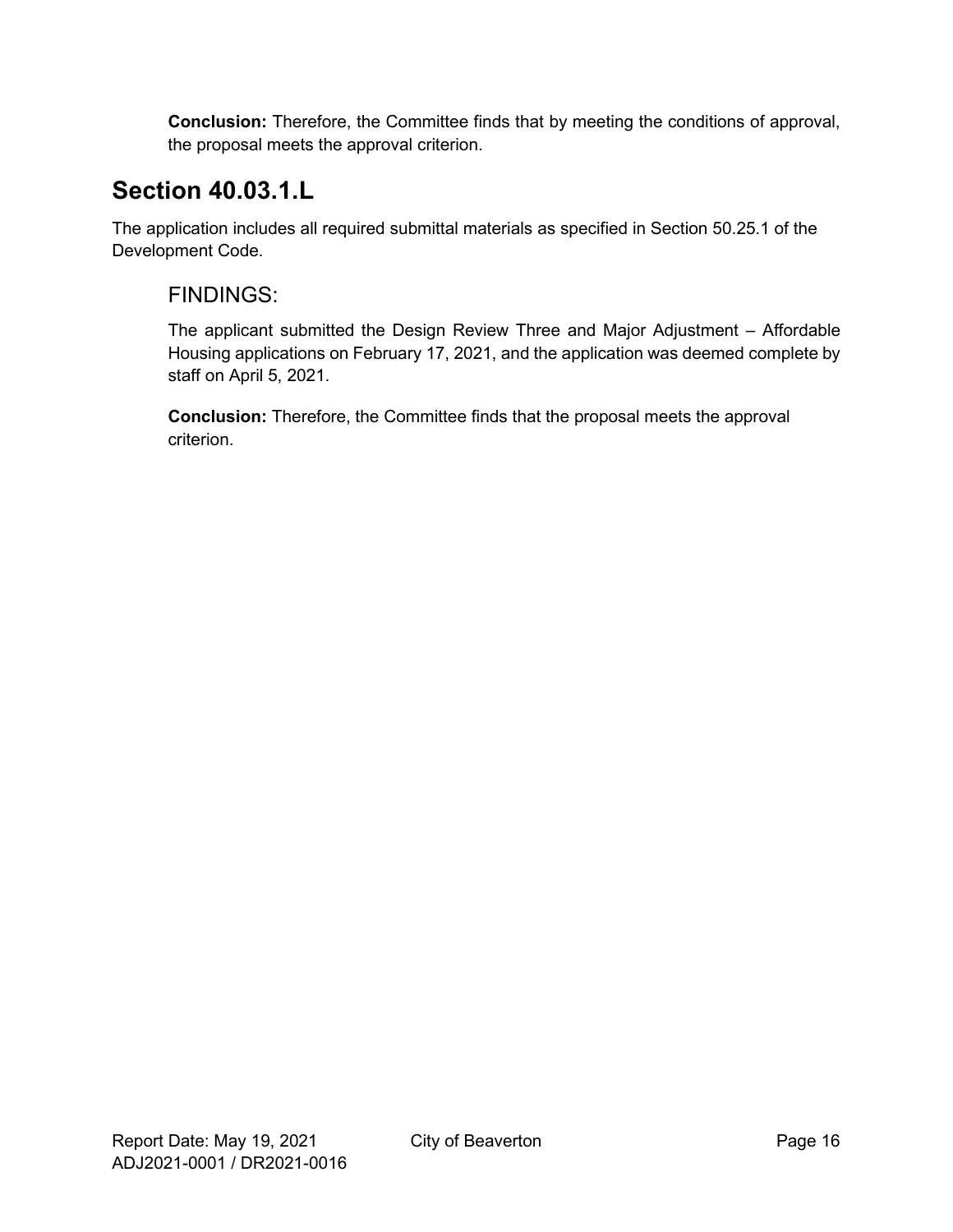**Conclusion:** Therefore, the Committee finds that by meeting the conditions of approval, the proposal meets the approval criterion.

## Section 40.03.1.L

The application includes all required submittal materials as specified in Section 50.25.1 of the Development Code.

### FINDINGS:

The applicant submitted the Design Review Three and Major Adjustment – Affordable Housing applications on February 17, 2021, and the application was deemed complete by staff on April 5, 2021.

**Conclusion:** Therefore, the Committee finds that the proposal meets the approval criterion.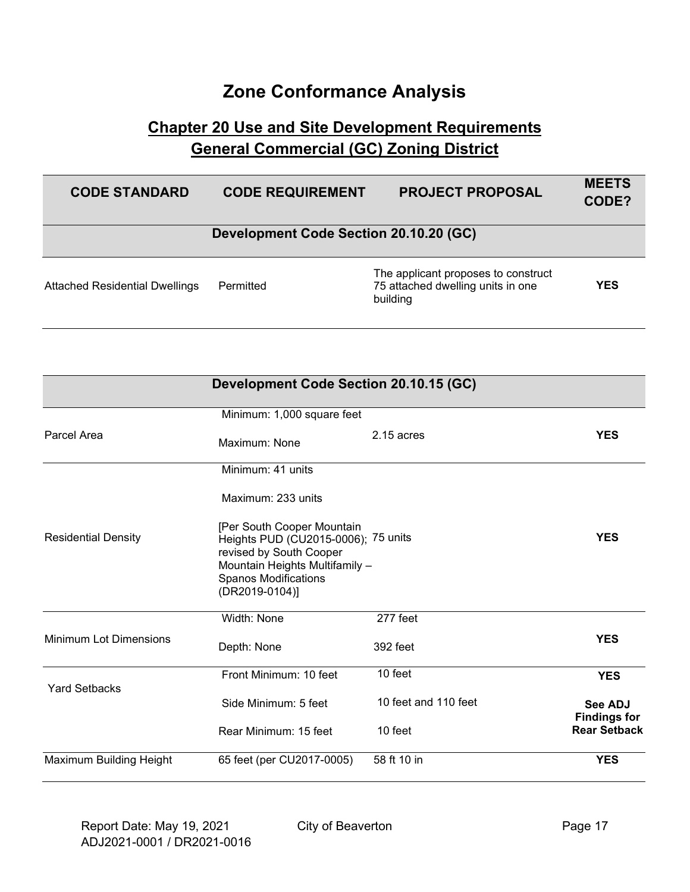# Zone Conformance Analysis

## Chapter 20 Use and Site Development Requirements
## General Commercial (GC) Zoning District

| CODE STANDARD | CODE REQUIREMENT | PROJECT PROPOSAL | MEETS CODE? |
|---|---|---|---|
| **Development Code Section 20.10.20 (GC)** | | | |
| Attached Residential Dwellings | Permitted | The applicant proposes to construct 75 attached dwelling units in one building | **YES** |

| CODE STANDARD | CODE REQUIREMENT | PROJECT PROPOSAL | MEETS CODE? |
|---|---|---|---|
| **Development Code Section 20.10.15 (GC)** | | | |
| Parcel Area | Minimum: 1,000 square feet<br>Maximum: None | 2.15 acres | **YES** |
| Residential Density | Minimum: 41 units<br>Maximum: 233 units<br>[Per South Cooper Mountain Heights PUD (CU2015-0006); revised by South Cooper Mountain Heights Multifamily – Spanos Modifications (DR2019-0104)] | 75 units | **YES** |
| Minimum Lot Dimensions | Width: None<br>Depth: None | 277 feet<br>392 feet | **YES** |
| Yard Setbacks | Front Minimum: 10 feet | 10 feet | **YES** |
| | Side Minimum: 5 feet<br>Rear Minimum: 15 feet | 10 feet and 110 feet<br>10 feet | **See ADJ Findings for Rear Setback** |
| Maximum Building Height | 65 feet (per CU2017-0005) | 58 ft 10 in | **YES** |

Report Date: May 19, 2021
ADJ2021-0001 / DR2021-0016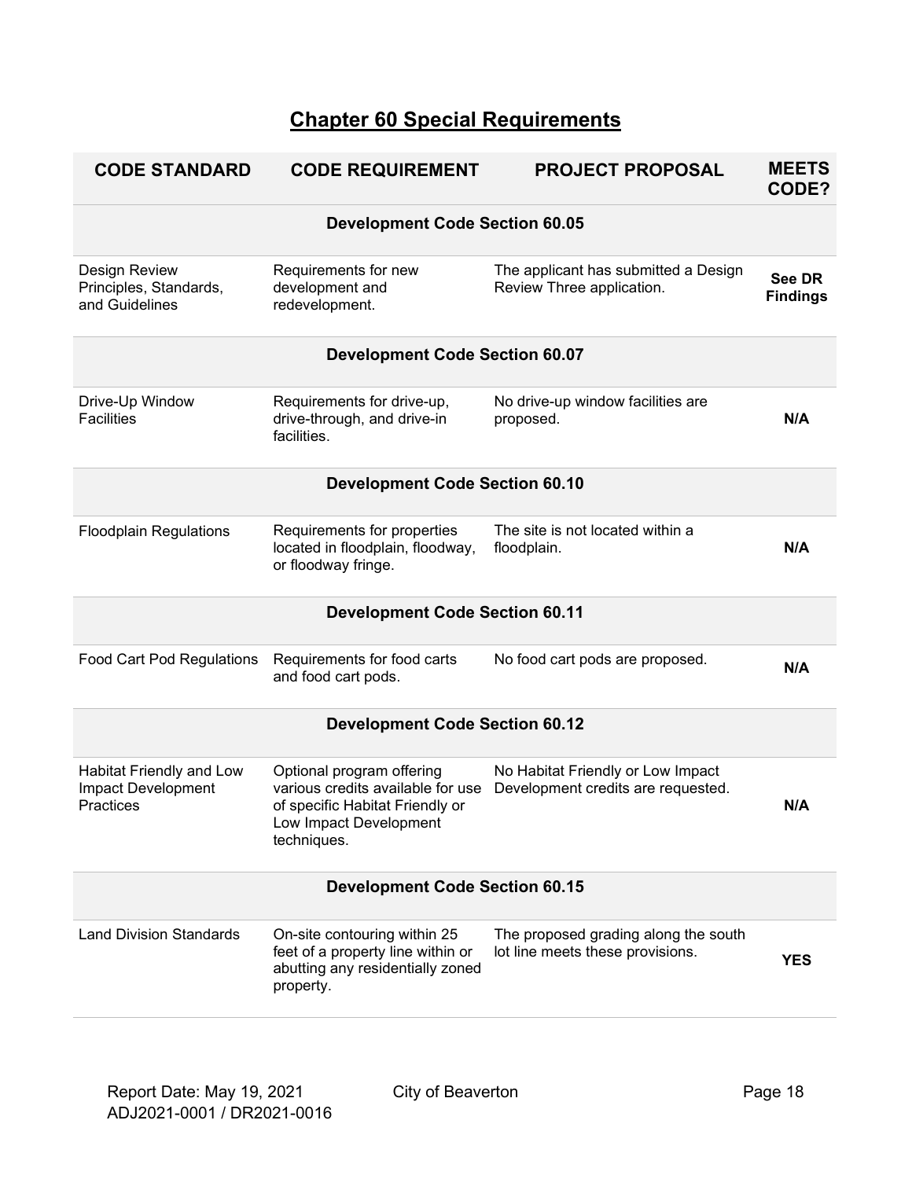## Chapter 60 Special Requirements

| CODE STANDARD | CODE REQUIREMENT | PROJECT PROPOSAL | MEETS CODE? |
|---|---|---|---|
| **Development Code Section 60.05** | | | |
| Design Review Principles, Standards, and Guidelines | Requirements for new development and redevelopment. | The applicant has submitted a Design Review Three application. | **See DR Findings** |
| **Development Code Section 60.07** | | | |
| Drive-Up Window Facilities | Requirements for drive-up, drive-through, and drive-in facilities. | No drive-up window facilities are proposed. | **N/A** |
| **Development Code Section 60.10** | | | |
| Floodplain Regulations | Requirements for properties located in floodplain, floodway, or floodway fringe. | The site is not located within a floodplain. | **N/A** |
| **Development Code Section 60.11** | | | |
| Food Cart Pod Regulations | Requirements for food carts and food cart pods. | No food cart pods are proposed. | **N/A** |
| **Development Code Section 60.12** | | | |
| Habitat Friendly and Low Impact Development Practices | Optional program offering various credits available for use of specific Habitat Friendly or Low Impact Development techniques. | No Habitat Friendly or Low Impact Development credits are requested. | **N/A** |
| **Development Code Section 60.15** | | | |
| Land Division Standards | On-site contouring within 25 feet of a property line within or abutting any residentially zoned property. | The proposed grading along the south lot line meets these provisions. | **YES** |

Report Date: May 19, 2021 City of Beaverton
ADJ2021-0001 / DR2021-0016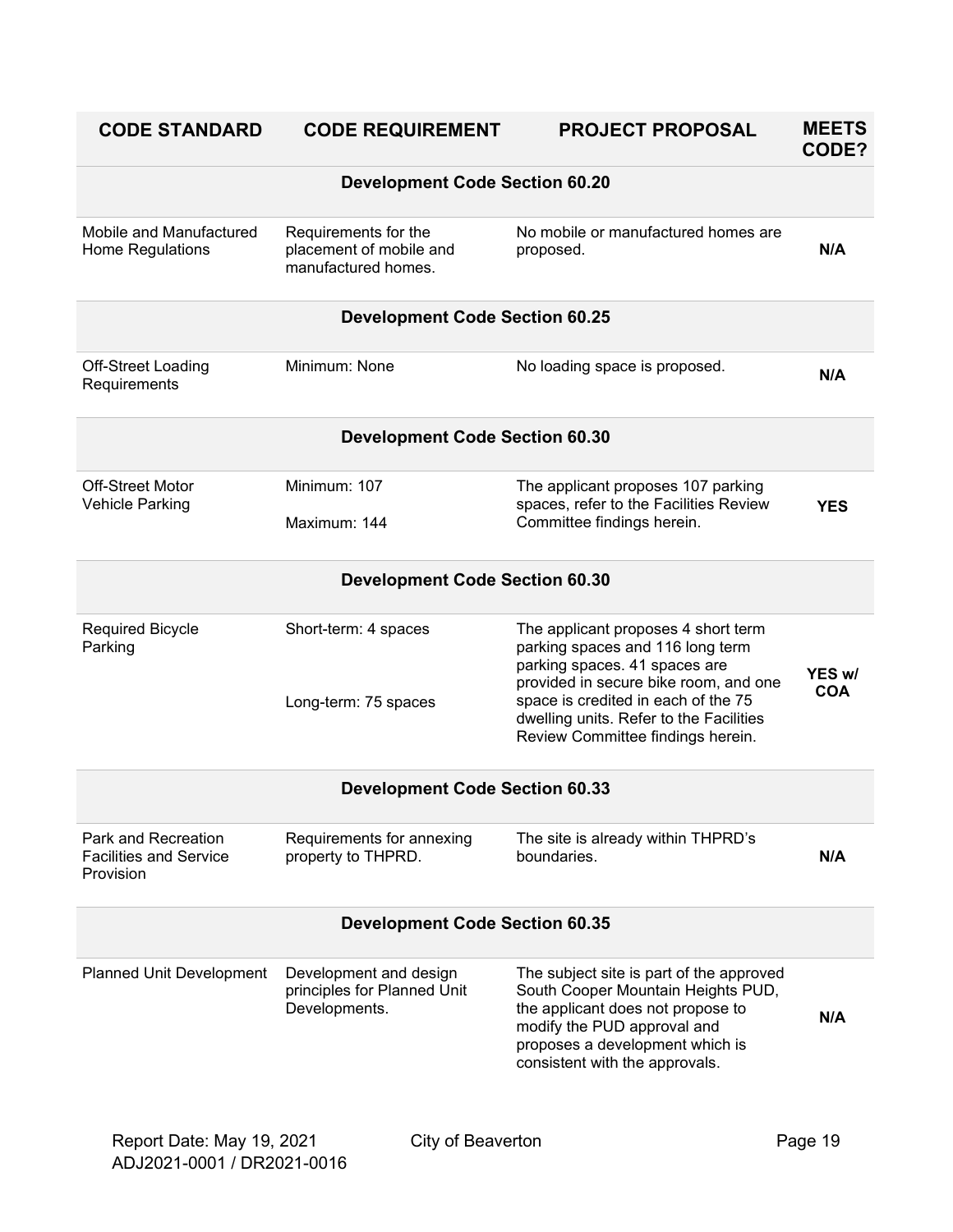| CODE STANDARD | CODE REQUIREMENT | PROJECT PROPOSAL | MEETS CODE? |
|---|---|---|---|
| **Development Code Section 60.20** | | | |
| Mobile and Manufactured Home Regulations | Requirements for the placement of mobile and manufactured homes. | No mobile or manufactured homes are proposed. | **N/A** |
| **Development Code Section 60.25** | | | |
| Off-Street Loading Requirements | Minimum: None | No loading space is proposed. | **N/A** |
| **Development Code Section 60.30** | | | |
| Off-Street Motor Vehicle Parking | Minimum: 107<br>Maximum: 144 | The applicant proposes 107 parking spaces, refer to the Facilities Review Committee findings herein. | **YES** |
| **Development Code Section 60.30** | | | |
| Required Bicycle Parking | Short-term: 4 spaces<br>Long-term: 75 spaces | The applicant proposes 4 short term parking spaces and 116 long term parking spaces. 41 spaces are provided in secure bike room, and one space is credited in each of the 75 dwelling units. Refer to the Facilities Review Committee findings herein. | **YES w/ COA** |
| **Development Code Section 60.33** | | | |
| Park and Recreation Facilities and Service Provision | Requirements for annexing property to THPRD. | The site is already within THPRD's boundaries. | **N/A** |
| **Development Code Section 60.35** | | | |
| Planned Unit Development | Development and design principles for Planned Unit Developments. | The subject site is part of the approved South Cooper Mountain Heights PUD, the applicant does not propose to modify the PUD approval and proposes a development which is consistent with the approvals. | **N/A** |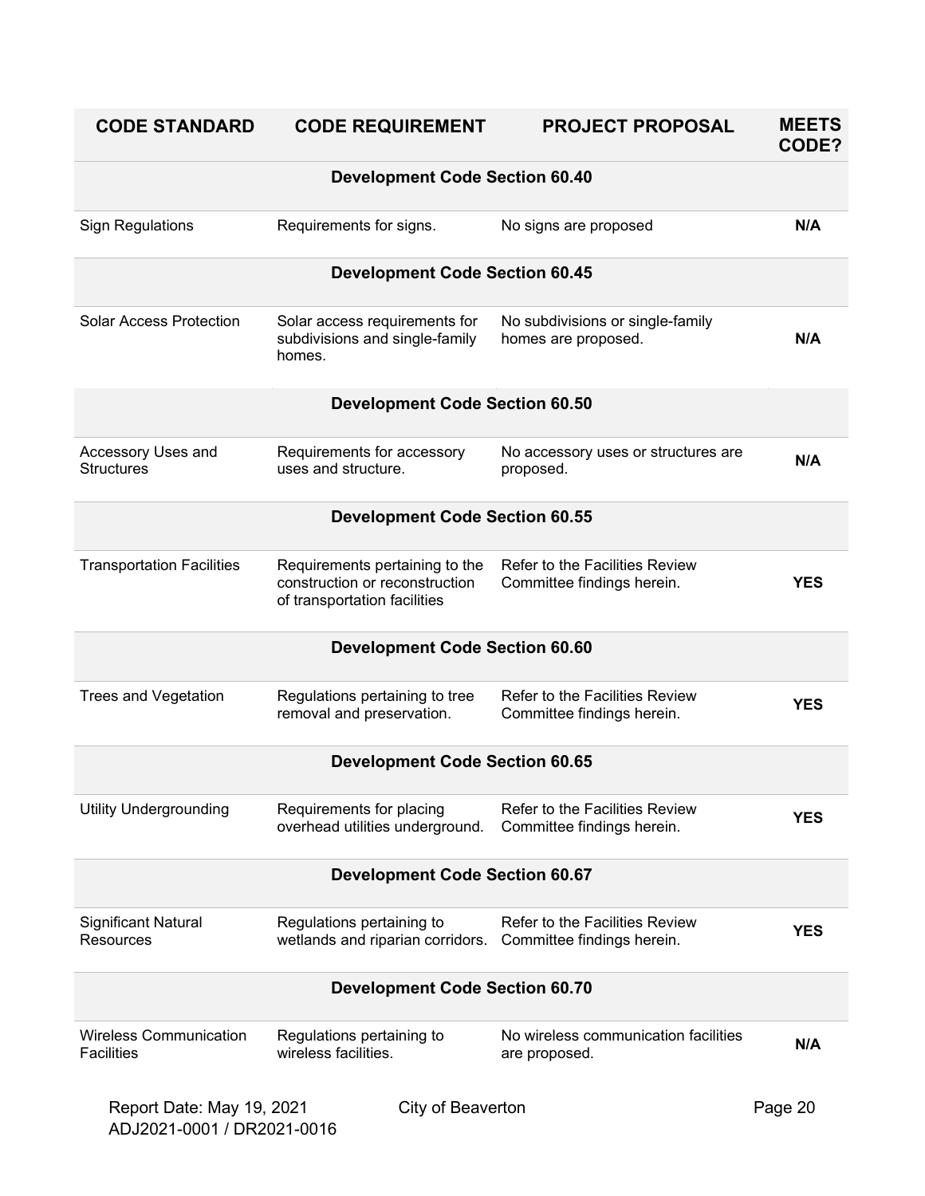| CODE STANDARD | CODE REQUIREMENT | PROJECT PROPOSAL | MEETS CODE? |
|---|---|---|---|
| **Development Code Section 60.40** | | | |
| Sign Regulations | Requirements for signs. | No signs are proposed | **N/A** |
| **Development Code Section 60.45** | | | |
| Solar Access Protection | Solar access requirements for subdivisions and single-family homes. | No subdivisions or single-family homes are proposed. | **N/A** |
| **Development Code Section 60.50** | | | |
| Accessory Uses and Structures | Requirements for accessory uses and structure. | No accessory uses or structures are proposed. | **N/A** |
| **Development Code Section 60.55** | | | |
| Transportation Facilities | Requirements pertaining to the construction or reconstruction of transportation facilities | Refer to the Facilities Review Committee findings herein. | **YES** |
| **Development Code Section 60.60** | | | |
| Trees and Vegetation | Regulations pertaining to tree removal and preservation. | Refer to the Facilities Review Committee findings herein. | **YES** |
| **Development Code Section 60.65** | | | |
| Utility Undergrounding | Requirements for placing overhead utilities underground. | Refer to the Facilities Review Committee findings herein. | **YES** |
| **Development Code Section 60.67** | | | |
| Significant Natural Resources | Regulations pertaining to wetlands and riparian corridors. | Refer to the Facilities Review Committee findings herein. | **YES** |
| **Development Code Section 60.70** | | | |
| Wireless Communication Facilities | Regulations pertaining to wireless facilities. | No wireless communication facilities are proposed. | **N/A** |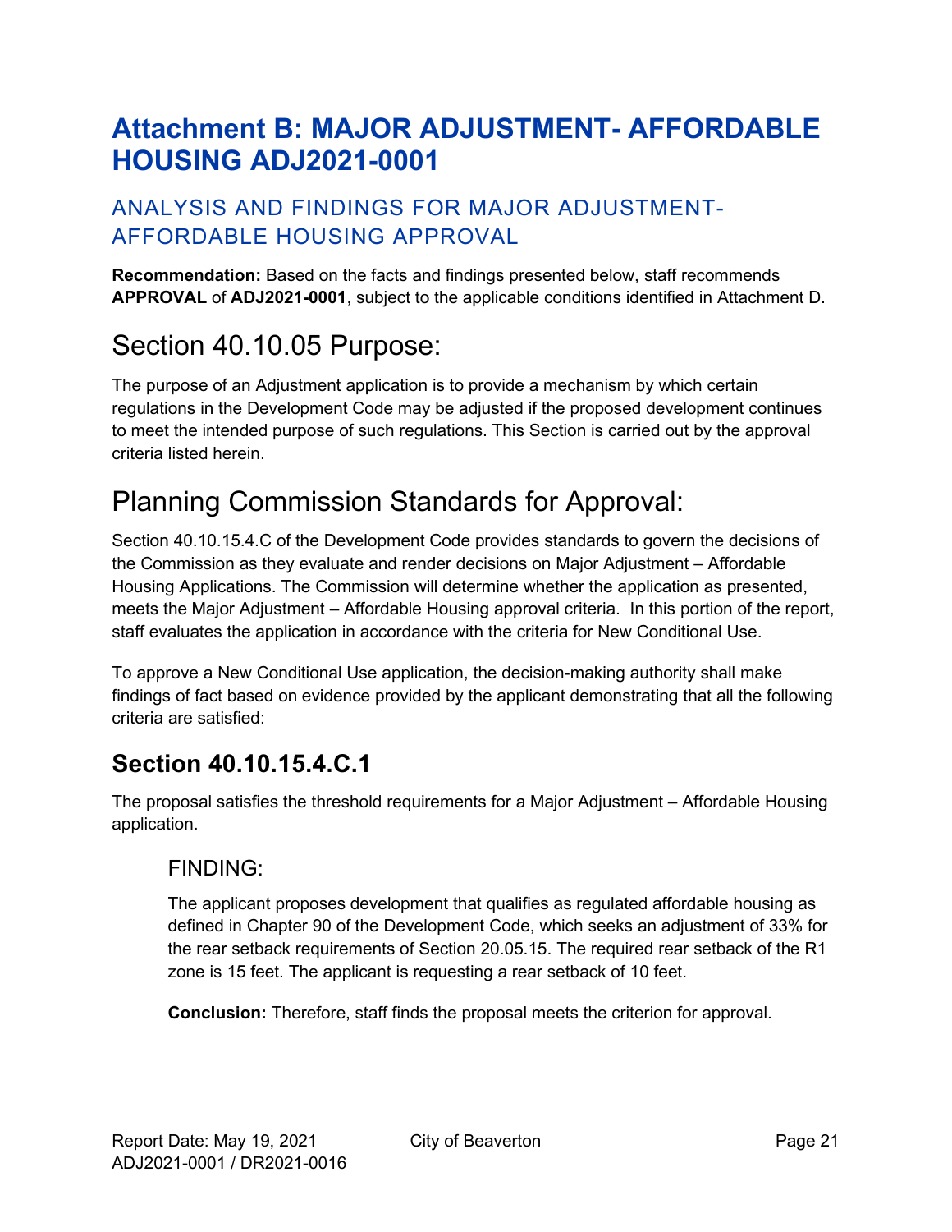# Attachment B: MAJOR ADJUSTMENT- AFFORDABLE HOUSING ADJ2021-0001

## ANALYSIS AND FINDINGS FOR MAJOR ADJUSTMENT-AFFORDABLE HOUSING APPROVAL

**Recommendation:** Based on the facts and findings presented below, staff recommends **APPROVAL** of **ADJ2021-0001**, subject to the applicable conditions identified in Attachment D.

## Section 40.10.05 Purpose:

The purpose of an Adjustment application is to provide a mechanism by which certain regulations in the Development Code may be adjusted if the proposed development continues to meet the intended purpose of such regulations. This Section is carried out by the approval criteria listed herein.

## Planning Commission Standards for Approval:

Section 40.10.15.4.C of the Development Code provides standards to govern the decisions of the Commission as they evaluate and render decisions on Major Adjustment – Affordable Housing Applications. The Commission will determine whether the application as presented, meets the Major Adjustment – Affordable Housing approval criteria. In this portion of the report, staff evaluates the application in accordance with the criteria for New Conditional Use.

To approve a New Conditional Use application, the decision-making authority shall make findings of fact based on evidence provided by the applicant demonstrating that all the following criteria are satisfied:

### Section 40.10.15.4.C.1

The proposal satisfies the threshold requirements for a Major Adjustment – Affordable Housing application.

#### FINDING:

The applicant proposes development that qualifies as regulated affordable housing as defined in Chapter 90 of the Development Code, which seeks an adjustment of 33% for the rear setback requirements of Section 20.05.15. The required rear setback of the R1 zone is 15 feet. The applicant is requesting a rear setback of 10 feet.

**Conclusion:** Therefore, staff finds the proposal meets the criterion for approval.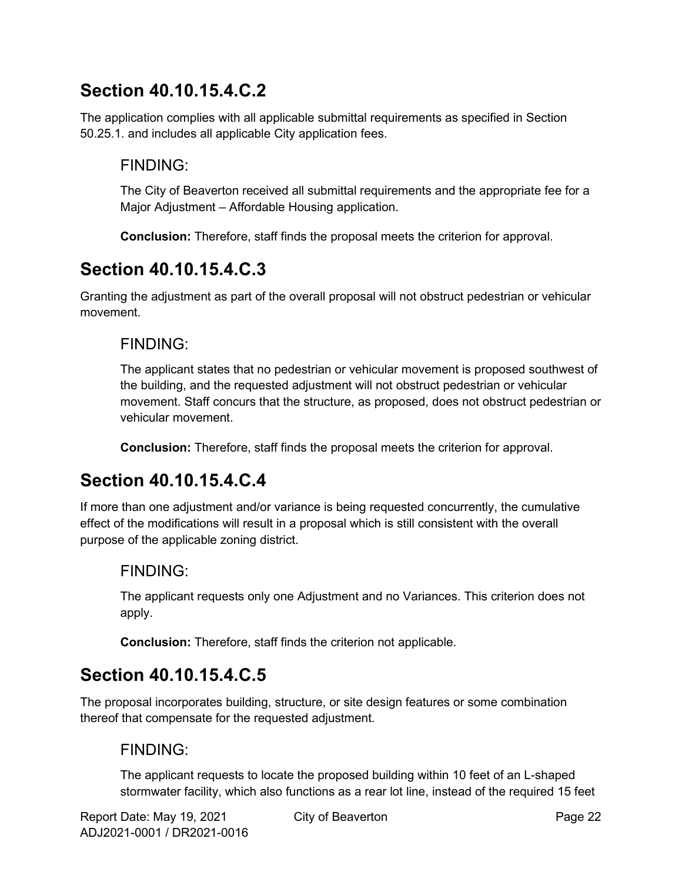## Section 40.10.15.4.C.2

The application complies with all applicable submittal requirements as specified in Section 50.25.1. and includes all applicable City application fees.

### FINDING:

The City of Beaverton received all submittal requirements and the appropriate fee for a Major Adjustment – Affordable Housing application.

**Conclusion:** Therefore, staff finds the proposal meets the criterion for approval.

## Section 40.10.15.4.C.3

Granting the adjustment as part of the overall proposal will not obstruct pedestrian or vehicular movement.

### FINDING:

The applicant states that no pedestrian or vehicular movement is proposed southwest of the building, and the requested adjustment will not obstruct pedestrian or vehicular movement. Staff concurs that the structure, as proposed, does not obstruct pedestrian or vehicular movement.

**Conclusion:** Therefore, staff finds the proposal meets the criterion for approval.

## Section 40.10.15.4.C.4

If more than one adjustment and/or variance is being requested concurrently, the cumulative effect of the modifications will result in a proposal which is still consistent with the overall purpose of the applicable zoning district.

### FINDING:

The applicant requests only one Adjustment and no Variances. This criterion does not apply.

**Conclusion:** Therefore, staff finds the criterion not applicable.

## Section 40.10.15.4.C.5

The proposal incorporates building, structure, or site design features or some combination thereof that compensate for the requested adjustment.

### FINDING:

The applicant requests to locate the proposed building within 10 feet of an L-shaped stormwater facility, which also functions as a rear lot line, instead of the required 15 feet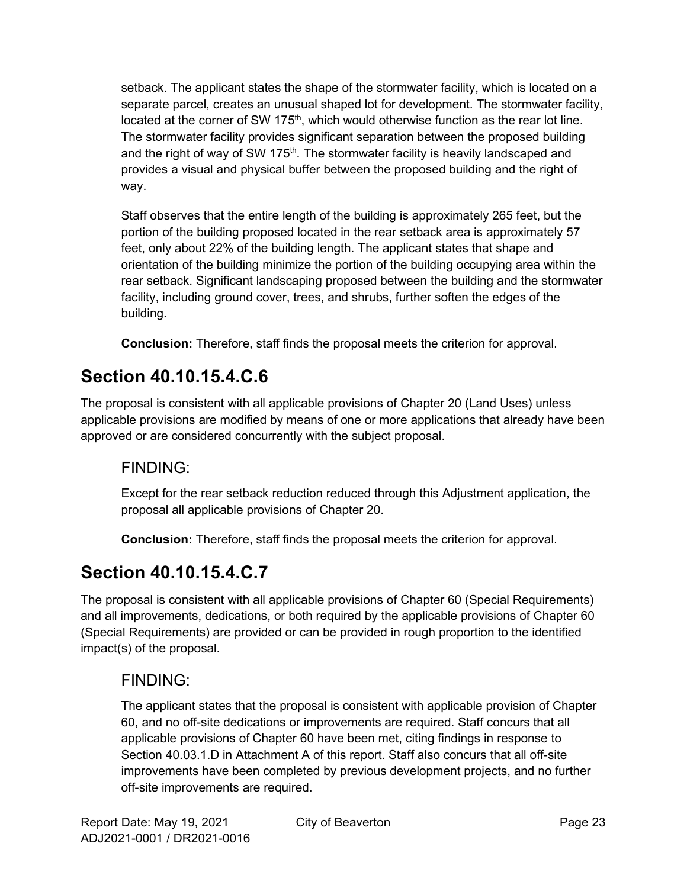setback. The applicant states the shape of the stormwater facility, which is located on a separate parcel, creates an unusual shaped lot for development. The stormwater facility, located at the corner of SW 175th, which would otherwise function as the rear lot line. The stormwater facility provides significant separation between the proposed building and the right of way of SW 175th. The stormwater facility is heavily landscaped and provides a visual and physical buffer between the proposed building and the right of way.

Staff observes that the entire length of the building is approximately 265 feet, but the portion of the building proposed located in the rear setback area is approximately 57 feet, only about 22% of the building length. The applicant states that shape and orientation of the building minimize the portion of the building occupying area within the rear setback. Significant landscaping proposed between the building and the stormwater facility, including ground cover, trees, and shrubs, further soften the edges of the building.

**Conclusion:** Therefore, staff finds the proposal meets the criterion for approval.

## Section 40.10.15.4.C.6

The proposal is consistent with all applicable provisions of Chapter 20 (Land Uses) unless applicable provisions are modified by means of one or more applications that already have been approved or are considered concurrently with the subject proposal.

### FINDING:

Except for the rear setback reduction reduced through this Adjustment application, the proposal all applicable provisions of Chapter 20.

**Conclusion:** Therefore, staff finds the proposal meets the criterion for approval.

## Section 40.10.15.4.C.7

The proposal is consistent with all applicable provisions of Chapter 60 (Special Requirements) and all improvements, dedications, or both required by the applicable provisions of Chapter 60 (Special Requirements) are provided or can be provided in rough proportion to the identified impact(s) of the proposal.

### FINDING:

The applicant states that the proposal is consistent with applicable provision of Chapter 60, and no off-site dedications or improvements are required. Staff concurs that all applicable provisions of Chapter 60 have been met, citing findings in response to Section 40.03.1.D in Attachment A of this report. Staff also concurs that all off-site improvements have been completed by previous development projects, and no further off-site improvements are required.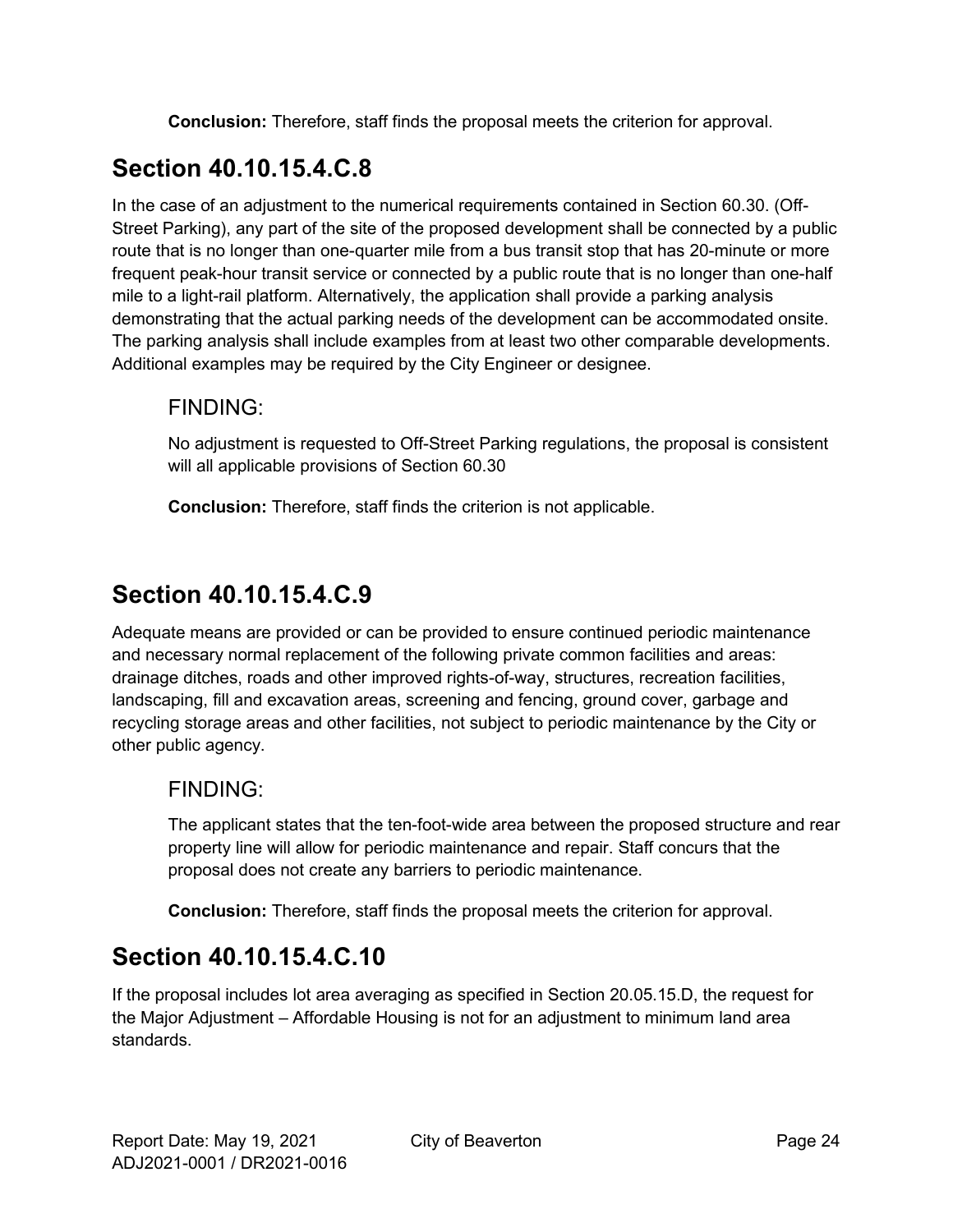**Conclusion:** Therefore, staff finds the proposal meets the criterion for approval.

## Section 40.10.15.4.C.8

In the case of an adjustment to the numerical requirements contained in Section 60.30. (Off-Street Parking), any part of the site of the proposed development shall be connected by a public route that is no longer than one-quarter mile from a bus transit stop that has 20-minute or more frequent peak-hour transit service or connected by a public route that is no longer than one-half mile to a light-rail platform. Alternatively, the application shall provide a parking analysis demonstrating that the actual parking needs of the development can be accommodated onsite. The parking analysis shall include examples from at least two other comparable developments. Additional examples may be required by the City Engineer or designee.

### FINDING:

No adjustment is requested to Off-Street Parking regulations, the proposal is consistent will all applicable provisions of Section 60.30

**Conclusion:** Therefore, staff finds the criterion is not applicable.

## Section 40.10.15.4.C.9

Adequate means are provided or can be provided to ensure continued periodic maintenance and necessary normal replacement of the following private common facilities and areas: drainage ditches, roads and other improved rights-of-way, structures, recreation facilities, landscaping, fill and excavation areas, screening and fencing, ground cover, garbage and recycling storage areas and other facilities, not subject to periodic maintenance by the City or other public agency.

### FINDING:

The applicant states that the ten-foot-wide area between the proposed structure and rear property line will allow for periodic maintenance and repair. Staff concurs that the proposal does not create any barriers to periodic maintenance.

**Conclusion:** Therefore, staff finds the proposal meets the criterion for approval.

## Section 40.10.15.4.C.10

If the proposal includes lot area averaging as specified in Section 20.05.15.D, the request for the Major Adjustment – Affordable Housing is not for an adjustment to minimum land area standards.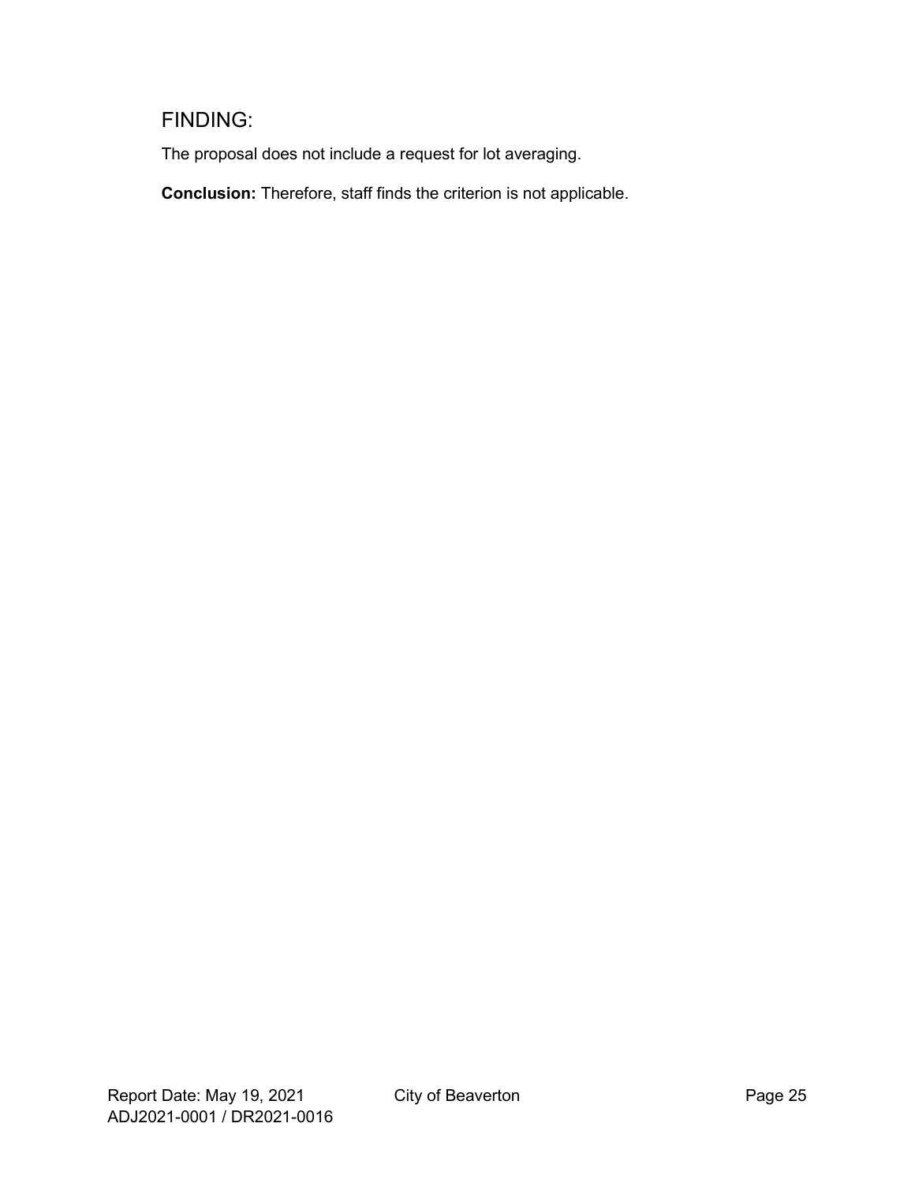## FINDING:

The proposal does not include a request for lot averaging.

**Conclusion:** Therefore, staff finds the criterion is not applicable.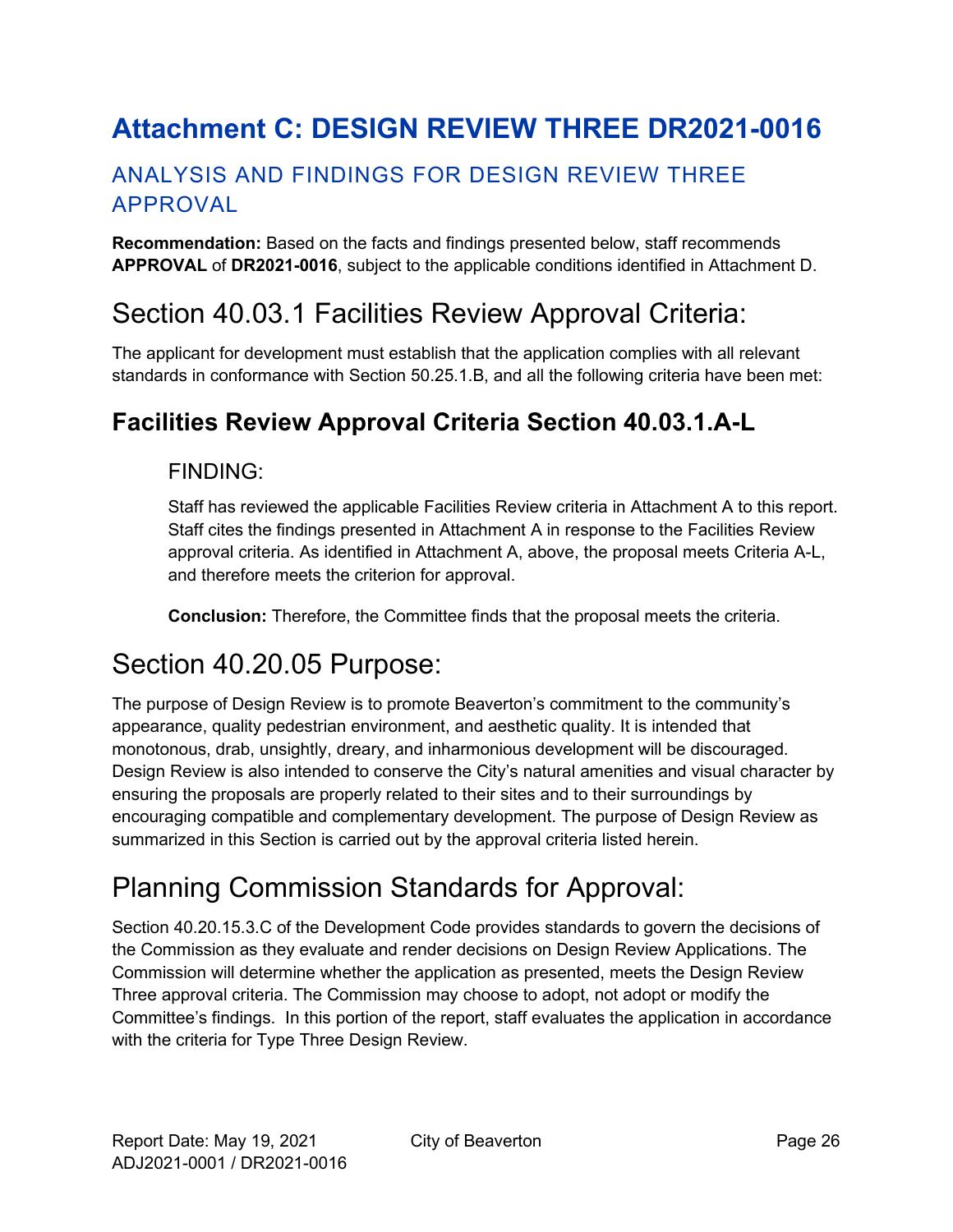# Attachment C: DESIGN REVIEW THREE DR2021-0016

## ANALYSIS AND FINDINGS FOR DESIGN REVIEW THREE APPROVAL

**Recommendation:** Based on the facts and findings presented below, staff recommends **APPROVAL** of **DR2021-0016**, subject to the applicable conditions identified in Attachment D.

## Section 40.03.1 Facilities Review Approval Criteria:

The applicant for development must establish that the application complies with all relevant standards in conformance with Section 50.25.1.B, and all the following criteria have been met:

### Facilities Review Approval Criteria Section 40.03.1.A-L

FINDING:

Staff has reviewed the applicable Facilities Review criteria in Attachment A to this report. Staff cites the findings presented in Attachment A in response to the Facilities Review approval criteria. As identified in Attachment A, above, the proposal meets Criteria A-L, and therefore meets the criterion for approval.

**Conclusion:** Therefore, the Committee finds that the proposal meets the criteria.

## Section 40.20.05 Purpose:

The purpose of Design Review is to promote Beaverton's commitment to the community's appearance, quality pedestrian environment, and aesthetic quality. It is intended that monotonous, drab, unsightly, dreary, and inharmonious development will be discouraged. Design Review is also intended to conserve the City's natural amenities and visual character by ensuring the proposals are properly related to their sites and to their surroundings by encouraging compatible and complementary development. The purpose of Design Review as summarized in this Section is carried out by the approval criteria listed herein.

## Planning Commission Standards for Approval:

Section 40.20.15.3.C of the Development Code provides standards to govern the decisions of the Commission as they evaluate and render decisions on Design Review Applications. The Commission will determine whether the application as presented, meets the Design Review Three approval criteria. The Commission may choose to adopt, not adopt or modify the Committee's findings. In this portion of the report, staff evaluates the application in accordance with the criteria for Type Three Design Review.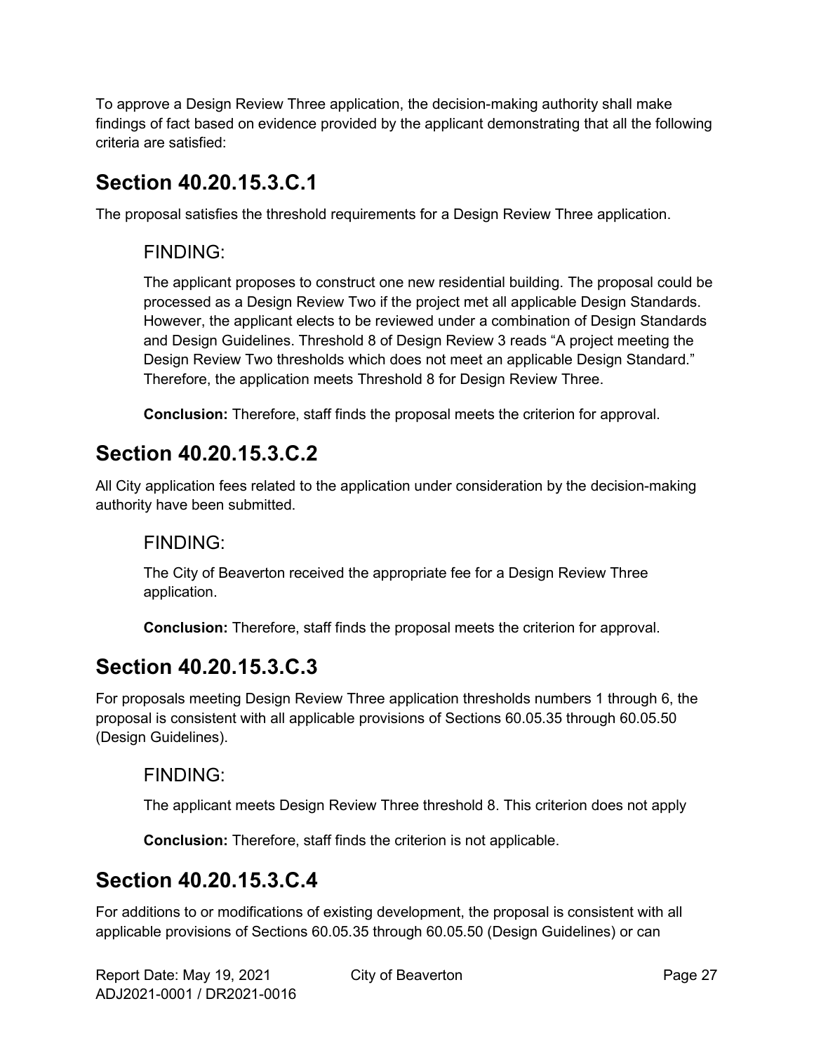To approve a Design Review Three application, the decision-making authority shall make findings of fact based on evidence provided by the applicant demonstrating that all the following criteria are satisfied:

## Section 40.20.15.3.C.1

The proposal satisfies the threshold requirements for a Design Review Three application.

### FINDING:

The applicant proposes to construct one new residential building. The proposal could be processed as a Design Review Two if the project met all applicable Design Standards. However, the applicant elects to be reviewed under a combination of Design Standards and Design Guidelines. Threshold 8 of Design Review 3 reads "A project meeting the Design Review Two thresholds which does not meet an applicable Design Standard." Therefore, the application meets Threshold 8 for Design Review Three.

**Conclusion:** Therefore, staff finds the proposal meets the criterion for approval.

## Section 40.20.15.3.C.2

All City application fees related to the application under consideration by the decision-making authority have been submitted.

### FINDING:

The City of Beaverton received the appropriate fee for a Design Review Three application.

**Conclusion:** Therefore, staff finds the proposal meets the criterion for approval.

## Section 40.20.15.3.C.3

For proposals meeting Design Review Three application thresholds numbers 1 through 6, the proposal is consistent with all applicable provisions of Sections 60.05.35 through 60.05.50 (Design Guidelines).

### FINDING:

The applicant meets Design Review Three threshold 8. This criterion does not apply

**Conclusion:** Therefore, staff finds the criterion is not applicable.

## Section 40.20.15.3.C.4

For additions to or modifications of existing development, the proposal is consistent with all applicable provisions of Sections 60.05.35 through 60.05.50 (Design Guidelines) or can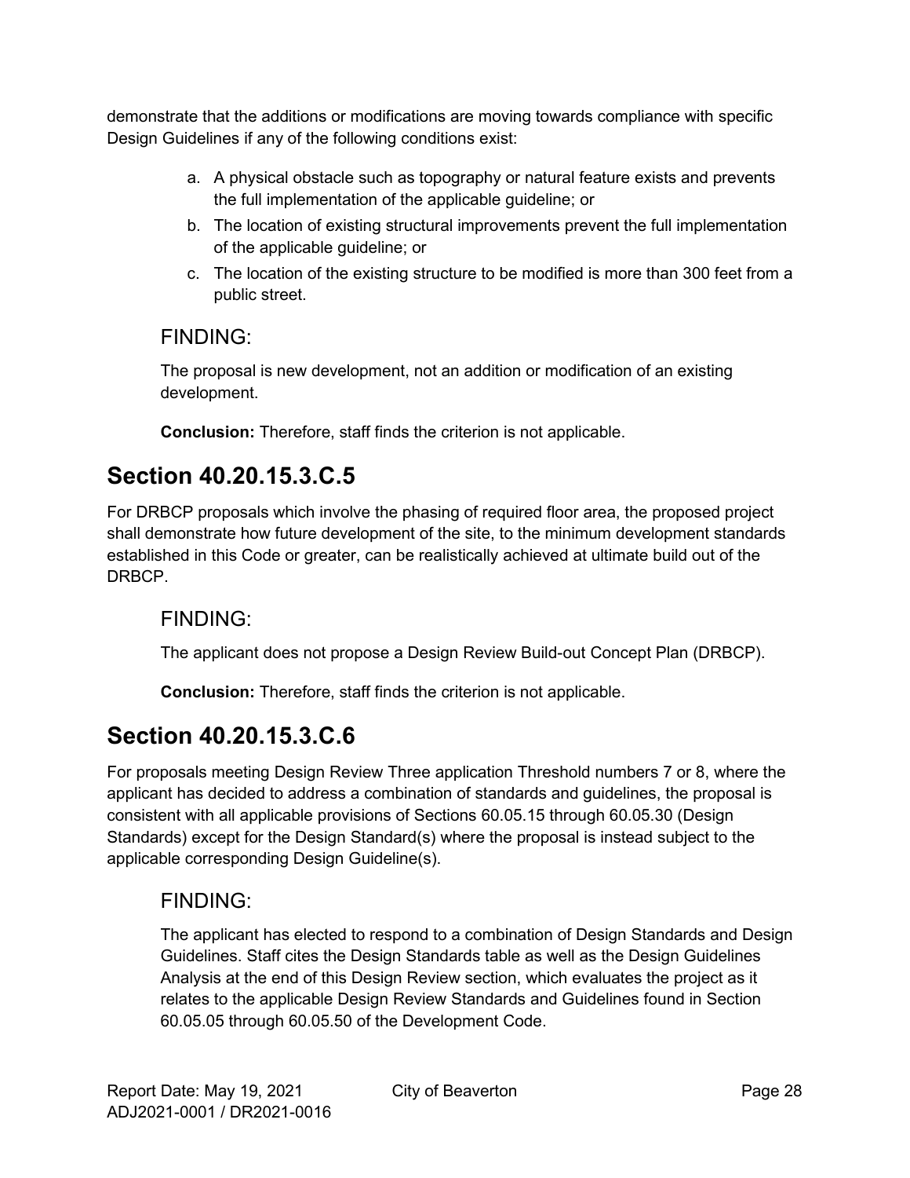demonstrate that the additions or modifications are moving towards compliance with specific Design Guidelines if any of the following conditions exist:

a. A physical obstacle such as topography or natural feature exists and prevents the full implementation of the applicable guideline; or
b. The location of existing structural improvements prevent the full implementation of the applicable guideline; or
c. The location of the existing structure to be modified is more than 300 feet from a public street.

### FINDING:

The proposal is new development, not an addition or modification of an existing development.

**Conclusion:** Therefore, staff finds the criterion is not applicable.

## Section 40.20.15.3.C.5

For DRBCP proposals which involve the phasing of required floor area, the proposed project shall demonstrate how future development of the site, to the minimum development standards established in this Code or greater, can be realistically achieved at ultimate build out of the DRBCP.

### FINDING:

The applicant does not propose a Design Review Build-out Concept Plan (DRBCP).

**Conclusion:** Therefore, staff finds the criterion is not applicable.

## Section 40.20.15.3.C.6

For proposals meeting Design Review Three application Threshold numbers 7 or 8, where the applicant has decided to address a combination of standards and guidelines, the proposal is consistent with all applicable provisions of Sections 60.05.15 through 60.05.30 (Design Standards) except for the Design Standard(s) where the proposal is instead subject to the applicable corresponding Design Guideline(s).

### FINDING:

The applicant has elected to respond to a combination of Design Standards and Design Guidelines. Staff cites the Design Standards table as well as the Design Guidelines Analysis at the end of this Design Review section, which evaluates the project as it relates to the applicable Design Review Standards and Guidelines found in Section 60.05.05 through 60.05.50 of the Development Code.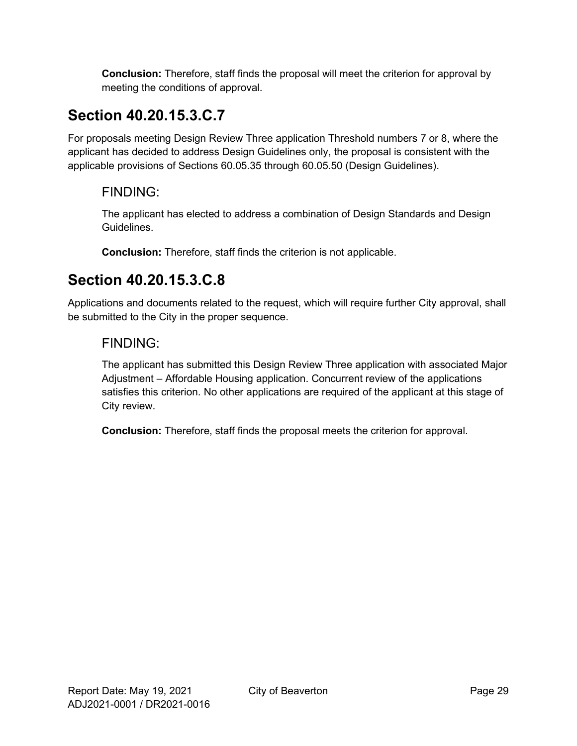**Conclusion:** Therefore, staff finds the proposal will meet the criterion for approval by meeting the conditions of approval.

## Section 40.20.15.3.C.7

For proposals meeting Design Review Three application Threshold numbers 7 or 8, where the applicant has decided to address Design Guidelines only, the proposal is consistent with the applicable provisions of Sections 60.05.35 through 60.05.50 (Design Guidelines).

### FINDING:

The applicant has elected to address a combination of Design Standards and Design Guidelines.

**Conclusion:** Therefore, staff finds the criterion is not applicable.

## Section 40.20.15.3.C.8

Applications and documents related to the request, which will require further City approval, shall be submitted to the City in the proper sequence.

### FINDING:

The applicant has submitted this Design Review Three application with associated Major Adjustment – Affordable Housing application. Concurrent review of the applications satisfies this criterion. No other applications are required of the applicant at this stage of City review.

**Conclusion:** Therefore, staff finds the proposal meets the criterion for approval.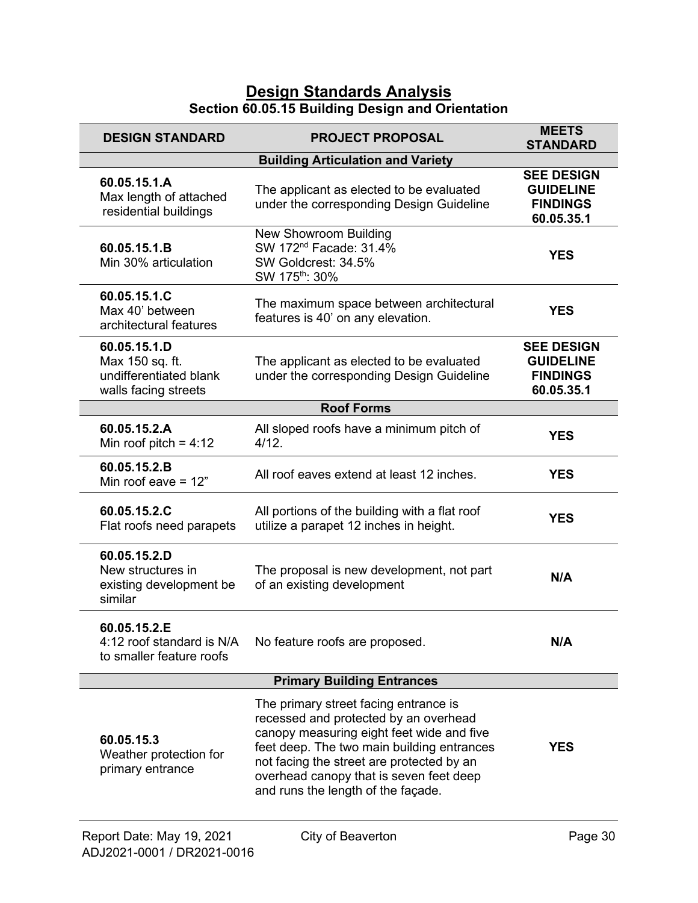## Design Standards Analysis

### Section 60.05.15 Building Design and Orientation

| DESIGN STANDARD | PROJECT PROPOSAL | MEETS STANDARD |
|---|---|---|
| **Building Articulation and Variety** | | |
| **60.05.15.1.A** Max length of attached residential buildings | The applicant as elected to be evaluated under the corresponding Design Guideline | **SEE DESIGN GUIDELINE FINDINGS 60.05.35.1** |
| **60.05.15.1.B** Min 30% articulation | New Showroom Building<br>SW 172nd Facade: 31.4%<br>SW Goldcrest: 34.5%<br>SW 175th: 30% | **YES** |
| **60.05.15.1.C** Max 40' between architectural features | The maximum space between architectural features is 40' on any elevation. | **YES** |
| **60.05.15.1.D** Max 150 sq. ft. undifferentiated blank walls facing streets | The applicant as elected to be evaluated under the corresponding Design Guideline | **SEE DESIGN GUIDELINE FINDINGS 60.05.35.1** |
| **Roof Forms** | | |
| **60.05.15.2.A** Min roof pitch = 4:12 | All sloped roofs have a minimum pitch of 4/12. | **YES** |
| **60.05.15.2.B** Min roof eave = 12" | All roof eaves extend at least 12 inches. | **YES** |
| **60.05.15.2.C** Flat roofs need parapets | All portions of the building with a flat roof utilize a parapet 12 inches in height. | **YES** |
| **60.05.15.2.D** New structures in existing development be similar | The proposal is new development, not part of an existing development | **N/A** |
| **60.05.15.2.E** 4:12 roof standard is N/A to smaller feature roofs | No feature roofs are proposed. | **N/A** |
| **Primary Building Entrances** | | |
| **60.05.15.3** Weather protection for primary entrance | The primary street facing entrance is recessed and protected by an overhead canopy measuring eight feet wide and five feet deep. The two main building entrances not facing the street are protected by an overhead canopy that is seven feet deep and runs the length of the façade. | **YES** |

Report Date: May 19, 2021 City of Beaverton
ADJ2021-0001 / DR2021-0016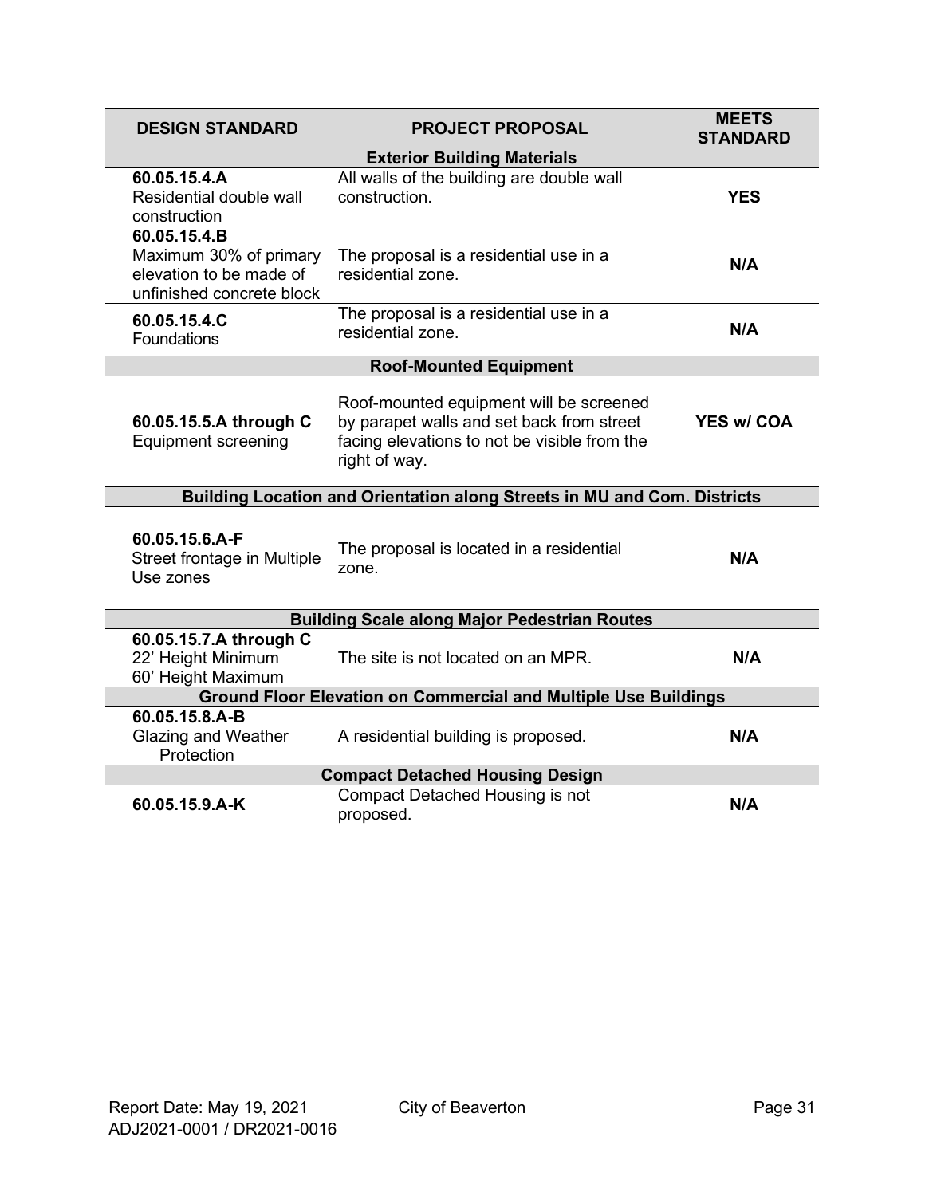| DESIGN STANDARD | PROJECT PROPOSAL | MEETS STANDARD |
|---|---|---|
| **Exterior Building Materials** | | |
| **60.05.15.4.A** Residential double wall construction | All walls of the building are double wall construction. | **YES** |
| **60.05.15.4.B** Maximum 30% of primary elevation to be made of unfinished concrete block | The proposal is a residential use in a residential zone. | **N/A** |
| **60.05.15.4.C** Foundations | The proposal is a residential use in a residential zone. | **N/A** |
| **Roof-Mounted Equipment** | | |
| **60.05.15.5.A through C** Equipment screening | Roof-mounted equipment will be screened by parapet walls and set back from street facing elevations to not be visible from the right of way. | **YES w/ COA** |
| **Building Location and Orientation along Streets in MU and Com. Districts** | | |
| **60.05.15.6.A-F** Street frontage in Multiple Use zones | The proposal is located in a residential zone. | **N/A** |
| **Building Scale along Major Pedestrian Routes** | | |
| **60.05.15.7.A through C** 22' Height Minimum 60' Height Maximum | The site is not located on an MPR. | **N/A** |
| **Ground Floor Elevation on Commercial and Multiple Use Buildings** | | |
| **60.05.15.8.A-B** Glazing and Weather Protection | A residential building is proposed. | **N/A** |
| **Compact Detached Housing Design** | | |
| **60.05.15.9.A-K** | Compact Detached Housing is not proposed. | **N/A** |

Report Date: May 19, 2021
ADJ2021-0001 / DR2021-0016
City of Beaverton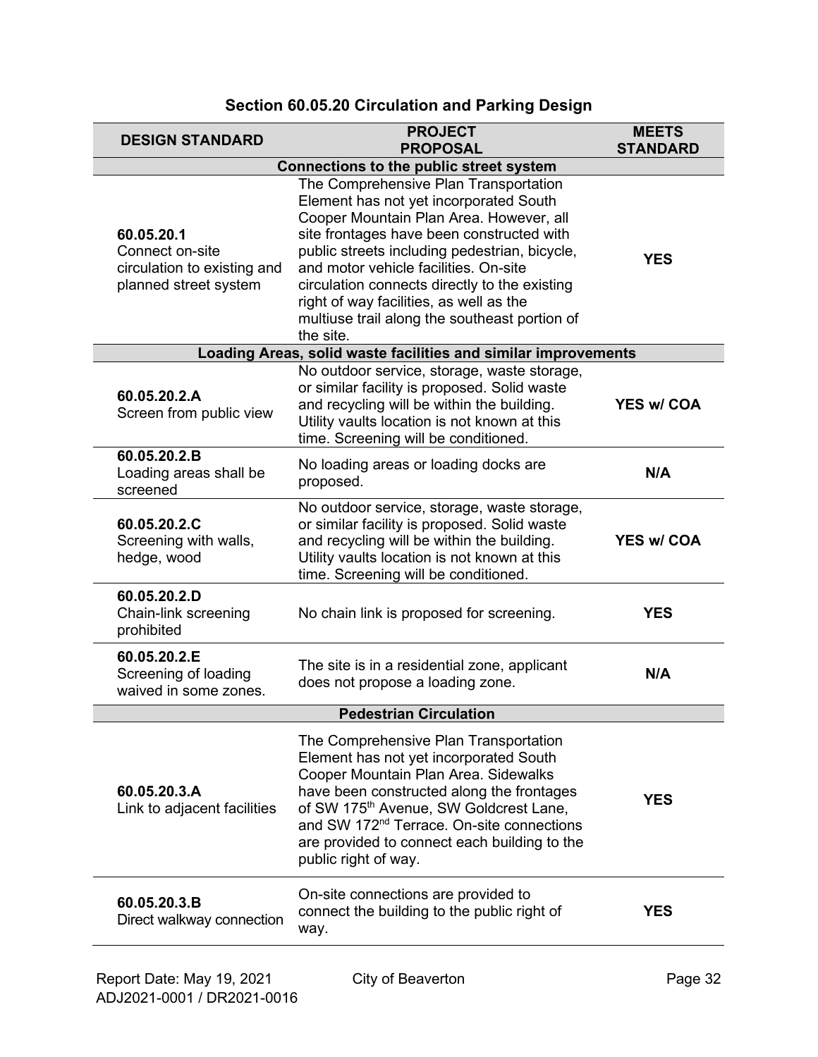## Section 60.05.20 Circulation and Parking Design

| DESIGN STANDARD | PROJECT PROPOSAL | MEETS STANDARD |
|---|---|---|
| **Connections to the public street system** | | |
| **60.05.20.1** Connect on-site circulation to existing and planned street system | The Comprehensive Plan Transportation Element has not yet incorporated South Cooper Mountain Plan Area. However, all site frontages have been constructed with public streets including pedestrian, bicycle, and motor vehicle facilities. On-site circulation connects directly to the existing right of way facilities, as well as the multiuse trail along the southeast portion of the site. | **YES** |
| **Loading Areas, solid waste facilities and similar improvements** | | |
| **60.05.20.2.A** Screen from public view | No outdoor service, storage, waste storage, or similar facility is proposed. Solid waste and recycling will be within the building. Utility vaults location is not known at this time. Screening will be conditioned. | **YES w/ COA** |
| **60.05.20.2.B** Loading areas shall be screened | No loading areas or loading docks are proposed. | **N/A** |
| **60.05.20.2.C** Screening with walls, hedge, wood | No outdoor service, storage, waste storage, or similar facility is proposed. Solid waste and recycling will be within the building. Utility vaults location is not known at this time. Screening will be conditioned. | **YES w/ COA** |
| **60.05.20.2.D** Chain-link screening prohibited | No chain link is proposed for screening. | **YES** |
| **60.05.20.2.E** Screening of loading waived in some zones. | The site is in a residential zone, applicant does not propose a loading zone. | **N/A** |
| **Pedestrian Circulation** | | |
| **60.05.20.3.A** Link to adjacent facilities | The Comprehensive Plan Transportation Element has not yet incorporated South Cooper Mountain Plan Area. Sidewalks have been constructed along the frontages of SW 175th Avenue, SW Goldcrest Lane, and SW 172nd Terrace. On-site connections are provided to connect each building to the public right of way. | **YES** |
| **60.05.20.3.B** Direct walkway connection | On-site connections are provided to connect the building to the public right of way. | **YES** |

Report Date: May 19, 2021
ADJ2021-0001 / DR2021-0016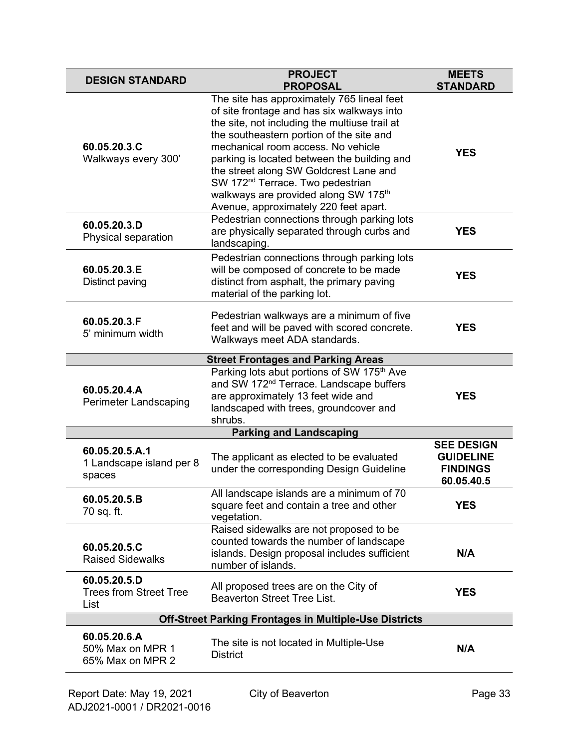| DESIGN STANDARD | PROJECT PROPOSAL | MEETS STANDARD |
|---|---|---|
| **60.05.20.3.C** Walkways every 300' | The site has approximately 765 lineal feet of site frontage and has six walkways into the site, not including the multiuse trail at the southeastern portion of the site and mechanical room access. No vehicle parking is located between the building and the street along SW Goldcrest Lane and SW 172nd Terrace. Two pedestrian walkways are provided along SW 175th Avenue, approximately 220 feet apart. | **YES** |
| **60.05.20.3.D** Physical separation | Pedestrian connections through parking lots are physically separated through curbs and landscaping. | **YES** |
| **60.05.20.3.E** Distinct paving | Pedestrian connections through parking lots will be composed of concrete to be made distinct from asphalt, the primary paving material of the parking lot. | **YES** |
| **60.05.20.3.F** 5' minimum width | Pedestrian walkways are a minimum of five feet and will be paved with scored concrete. Walkways meet ADA standards. | **YES** |
| | **Street Frontages and Parking Areas** | |
| **60.05.20.4.A** Perimeter Landscaping | Parking lots abut portions of SW 175th Ave and SW 172nd Terrace. Landscape buffers are approximately 13 feet wide and landscaped with trees, groundcover and shrubs. | **YES** |
| | **Parking and Landscaping** | |
| **60.05.20.5.A.1** 1 Landscape island per 8 spaces | The applicant as elected to be evaluated under the corresponding Design Guideline | **SEE DESIGN GUIDELINE FINDINGS 60.05.40.5** |
| **60.05.20.5.B** 70 sq. ft. | All landscape islands are a minimum of 70 square feet and contain a tree and other vegetation. | **YES** |
| **60.05.20.5.C** Raised Sidewalks | Raised sidewalks are not proposed to be counted towards the number of landscape islands. Design proposal includes sufficient number of islands. | **N/A** |
| **60.05.20.5.D** Trees from Street Tree List | All proposed trees are on the City of Beaverton Street Tree List. | **YES** |
| | **Off-Street Parking Frontages in Multiple-Use Districts** | |
| **60.05.20.6.A** 50% Max on MPR 1 65% Max on MPR 2 | The site is not located in Multiple-Use District | **N/A** |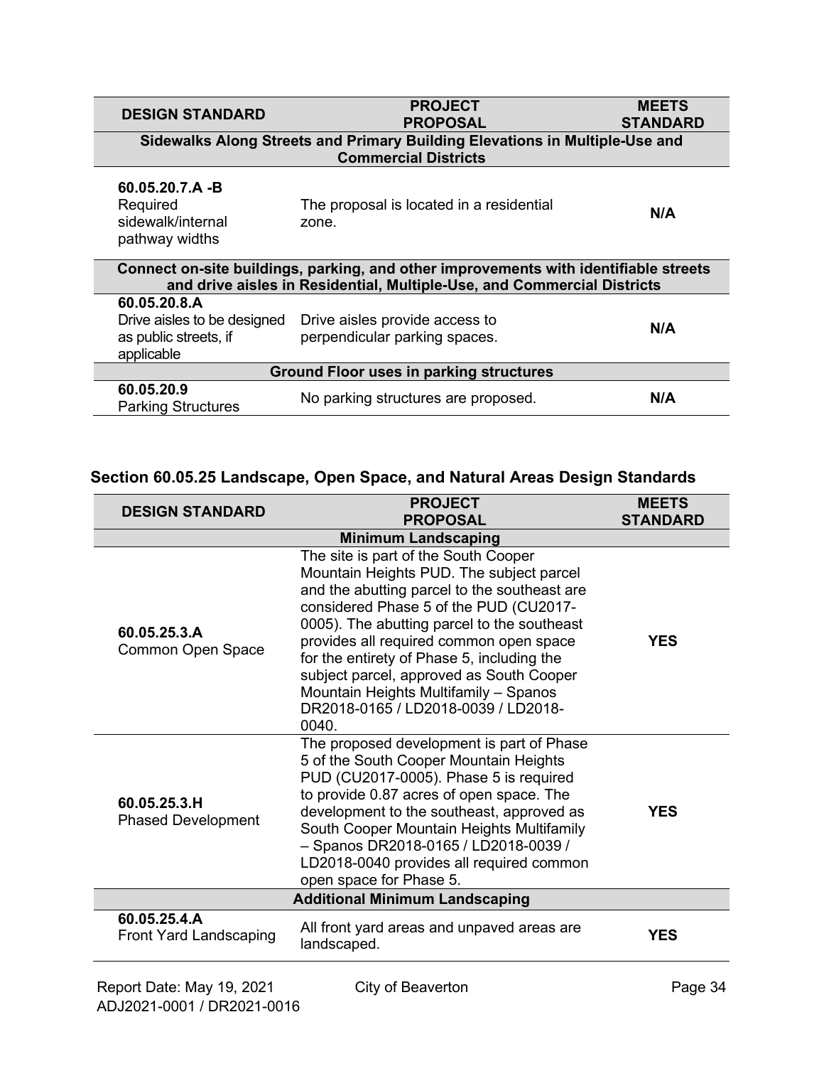| DESIGN STANDARD | PROJECT PROPOSAL | MEETS STANDARD |
|---|---|---|
| **Sidewalks Along Streets and Primary Building Elevations in Multiple-Use and Commercial Districts** | | |
| **60.05.20.7.A -B** Required sidewalk/internal pathway widths | The proposal is located in a residential zone. | **N/A** |
| **Connect on-site buildings, parking, and other improvements with identifiable streets and drive aisles in Residential, Multiple-Use, and Commercial Districts** | | |
| **60.05.20.8.A** Drive aisles to be designed as public streets, if applicable | Drive aisles provide access to perpendicular parking spaces. | **N/A** |
| **Ground Floor uses in parking structures** | | |
| **60.05.20.9** Parking Structures | No parking structures are proposed. | **N/A** |

## Section 60.05.25 Landscape, Open Space, and Natural Areas Design Standards

| DESIGN STANDARD | PROJECT PROPOSAL | MEETS STANDARD |
|---|---|---|
| **Minimum Landscaping** | | |
| **60.05.25.3.A** Common Open Space | The site is part of the South Cooper Mountain Heights PUD. The subject parcel and the abutting parcel to the southeast are considered Phase 5 of the PUD (CU2017-0005). The abutting parcel to the southeast provides all required common open space for the entirety of Phase 5, including the subject parcel, approved as South Cooper Mountain Heights Multifamily – Spanos DR2018-0165 / LD2018-0039 / LD2018-0040. | **YES** |
| **60.05.25.3.H** Phased Development | The proposed development is part of Phase 5 of the South Cooper Mountain Heights PUD (CU2017-0005). Phase 5 is required to provide 0.87 acres of open space. The development to the southeast, approved as South Cooper Mountain Heights Multifamily – Spanos DR2018-0165 / LD2018-0039 / LD2018-0040 provides all required common open space for Phase 5. | **YES** |
| **Additional Minimum Landscaping** | | |
| **60.05.25.4.A** Front Yard Landscaping | All front yard areas and unpaved areas are landscaped. | **YES** |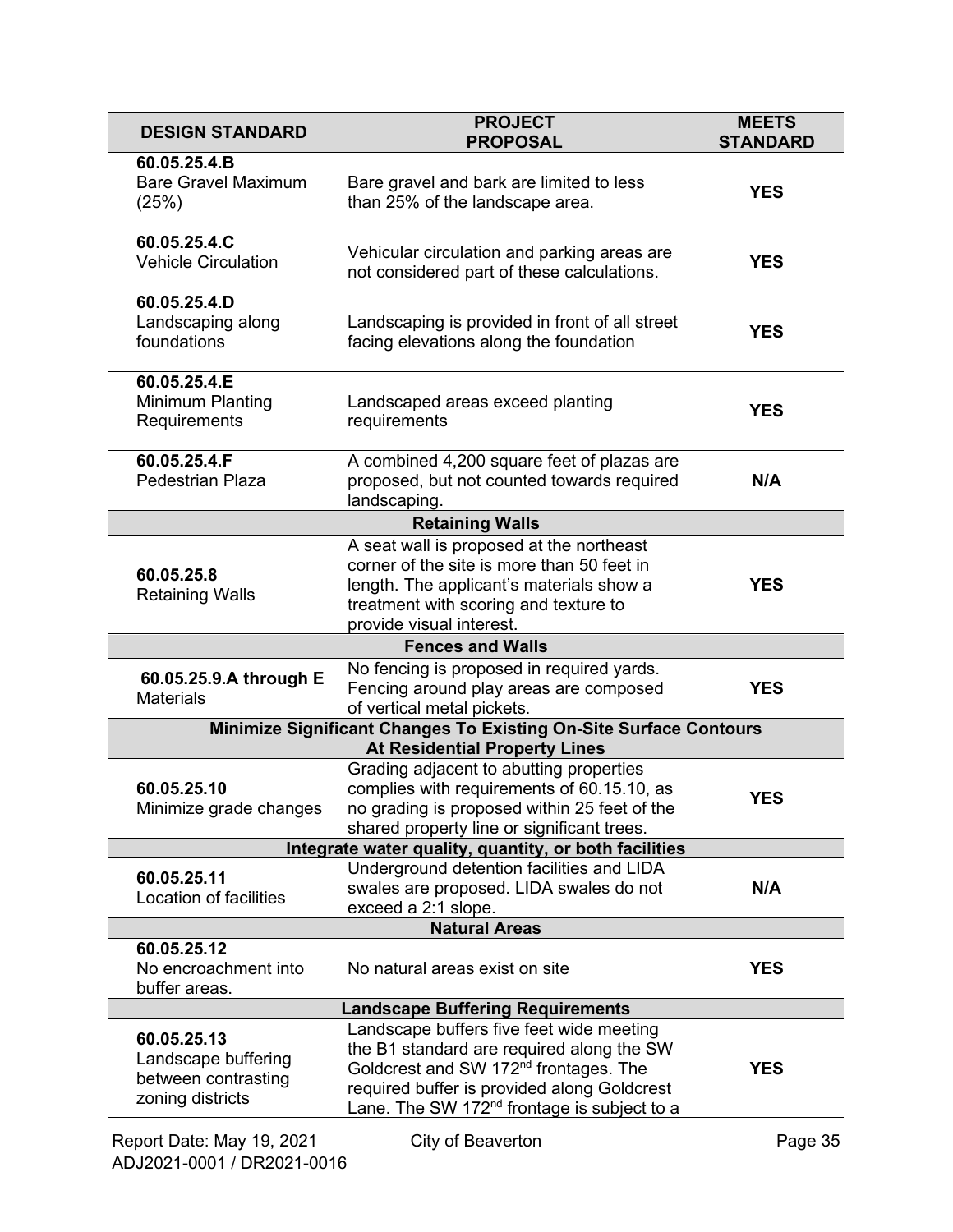| DESIGN STANDARD | PROJECT PROPOSAL | MEETS STANDARD |
|---|---|---|
| **60.05.25.4.B** Bare Gravel Maximum (25%) | Bare gravel and bark are limited to less than 25% of the landscape area. | **YES** |
| **60.05.25.4.C** Vehicle Circulation | Vehicular circulation and parking areas are not considered part of these calculations. | **YES** |
| **60.05.25.4.D** Landscaping along foundations | Landscaping is provided in front of all street facing elevations along the foundation | **YES** |
| **60.05.25.4.E** Minimum Planting Requirements | Landscaped areas exceed planting requirements | **YES** |
| **60.05.25.4.F** Pedestrian Plaza | A combined 4,200 square feet of plazas are proposed, but not counted towards required landscaping. | **N/A** |
| **Retaining Walls** | | |
| **60.05.25.8** Retaining Walls | A seat wall is proposed at the northeast corner of the site is more than 50 feet in length. The applicant's materials show a treatment with scoring and texture to provide visual interest. | **YES** |
| **Fences and Walls** | | |
| **60.05.25.9.A through E** Materials | No fencing is proposed in required yards. Fencing around play areas are composed of vertical metal pickets. | **YES** |
| **Minimize Significant Changes To Existing On-Site Surface Contours At Residential Property Lines** | | |
| **60.05.25.10** Minimize grade changes | Grading adjacent to abutting properties complies with requirements of 60.15.10, as no grading is proposed within 25 feet of the shared property line or significant trees. | **YES** |
| **Integrate water quality, quantity, or both facilities** | | |
| **60.05.25.11** Location of facilities | Underground detention facilities and LIDA swales are proposed. LIDA swales do not exceed a 2:1 slope. | **N/A** |
| **Natural Areas** | | |
| **60.05.25.12** No encroachment into buffer areas. | No natural areas exist on site | **YES** |
| **Landscape Buffering Requirements** | | |
| **60.05.25.13** Landscape buffering between contrasting zoning districts | Landscape buffers five feet wide meeting the B1 standard are required along the SW Goldcrest and SW 172nd frontages. The required buffer is provided along Goldcrest Lane. The SW 172nd frontage is subject to a | **YES** |

Report Date: May 19, 2021
ADJ2021-0001 / DR2021-0016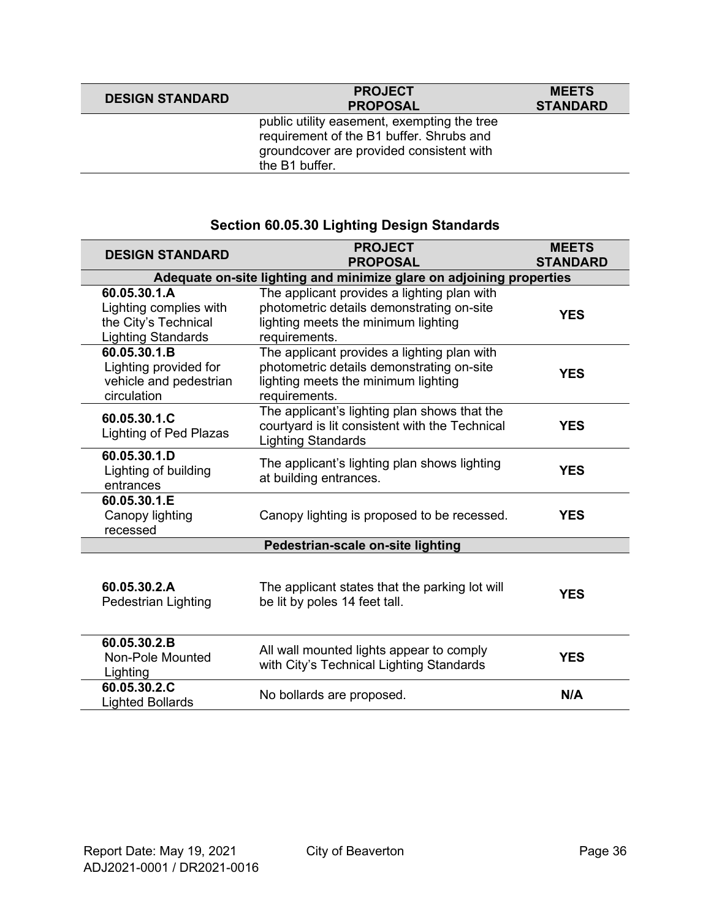| DESIGN STANDARD | PROJECT PROPOSAL | MEETS STANDARD |
|---|---|---|
| | public utility easement, exempting the tree requirement of the B1 buffer. Shrubs and groundcover are provided consistent with the B1 buffer. | |

## Section 60.05.30 Lighting Design Standards

| DESIGN STANDARD | PROJECT PROPOSAL | MEETS STANDARD |
|---|---|---|
| **Adequate on-site lighting and minimize glare on adjoining properties** | | |
| **60.05.30.1.A** Lighting complies with the City's Technical Lighting Standards | The applicant provides a lighting plan with photometric details demonstrating on-site lighting meets the minimum lighting requirements. | **YES** |
| **60.05.30.1.B** Lighting provided for vehicle and pedestrian circulation | The applicant provides a lighting plan with photometric details demonstrating on-site lighting meets the minimum lighting requirements. | **YES** |
| **60.05.30.1.C** Lighting of Ped Plazas | The applicant's lighting plan shows that the courtyard is lit consistent with the Technical Lighting Standards | **YES** |
| **60.05.30.1.D** Lighting of building entrances | The applicant's lighting plan shows lighting at building entrances. | **YES** |
| **60.05.30.1.E** Canopy lighting recessed | Canopy lighting is proposed to be recessed. | **YES** |
| **Pedestrian-scale on-site lighting** | | |
| **60.05.30.2.A** Pedestrian Lighting | The applicant states that the parking lot will be lit by poles 14 feet tall. | **YES** |
| **60.05.30.2.B** Non-Pole Mounted Lighting | All wall mounted lights appear to comply with City's Technical Lighting Standards | **YES** |
| **60.05.30.2.C** Lighted Bollards | No bollards are proposed. | **N/A** |

Report Date: May 19, 2021
ADJ2021-0001 / DR2021-0016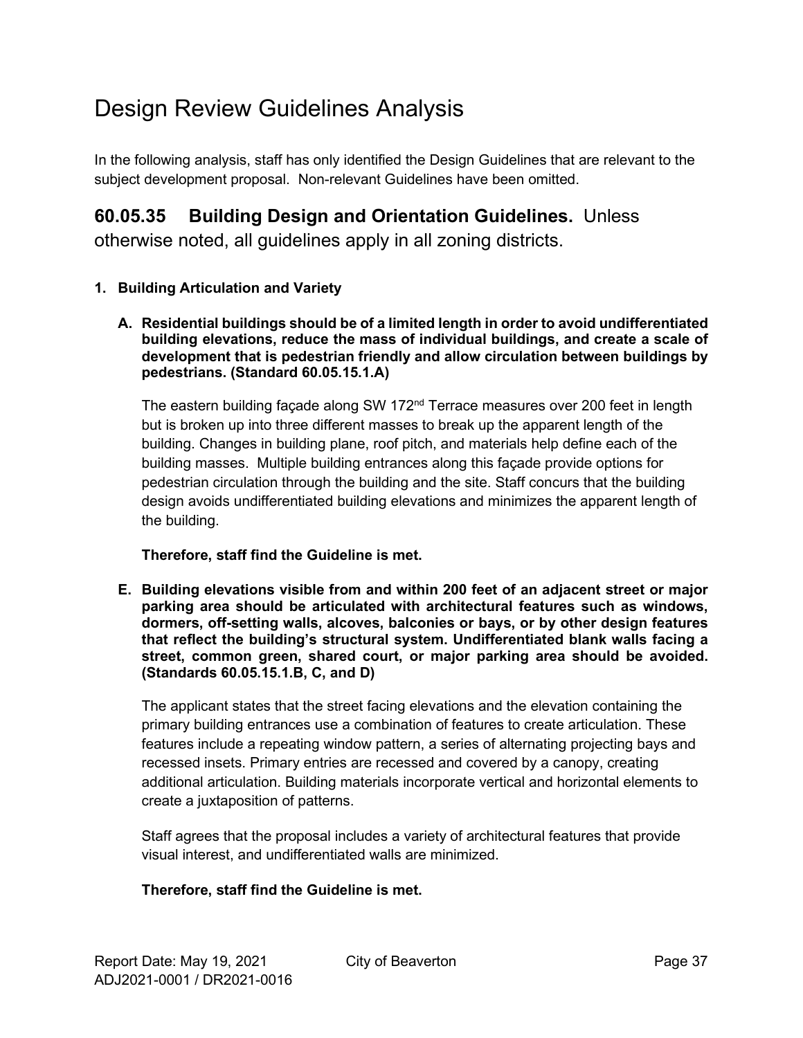# Design Review Guidelines Analysis

In the following analysis, staff has only identified the Design Guidelines that are relevant to the subject development proposal. Non-relevant Guidelines have been omitted.

## **60.05.35 Building Design and Orientation Guidelines.** Unless otherwise noted, all guidelines apply in all zoning districts.

**1. Building Articulation and Variety**

**A. Residential buildings should be of a limited length in order to avoid undifferentiated building elevations, reduce the mass of individual buildings, and create a scale of development that is pedestrian friendly and allow circulation between buildings by pedestrians. (Standard 60.05.15.1.A)**

The eastern building façade along SW 172nd Terrace measures over 200 feet in length but is broken up into three different masses to break up the apparent length of the building. Changes in building plane, roof pitch, and materials help define each of the building masses. Multiple building entrances along this façade provide options for pedestrian circulation through the building and the site. Staff concurs that the building design avoids undifferentiated building elevations and minimizes the apparent length of the building.

**Therefore, staff find the Guideline is met.**

**E. Building elevations visible from and within 200 feet of an adjacent street or major parking area should be articulated with architectural features such as windows, dormers, off-setting walls, alcoves, balconies or bays, or by other design features that reflect the building's structural system. Undifferentiated blank walls facing a street, common green, shared court, or major parking area should be avoided. (Standards 60.05.15.1.B, C, and D)**

The applicant states that the street facing elevations and the elevation containing the primary building entrances use a combination of features to create articulation. These features include a repeating window pattern, a series of alternating projecting bays and recessed insets. Primary entries are recessed and covered by a canopy, creating additional articulation. Building materials incorporate vertical and horizontal elements to create a juxtaposition of patterns.

Staff agrees that the proposal includes a variety of architectural features that provide visual interest, and undifferentiated walls are minimized.

**Therefore, staff find the Guideline is met.**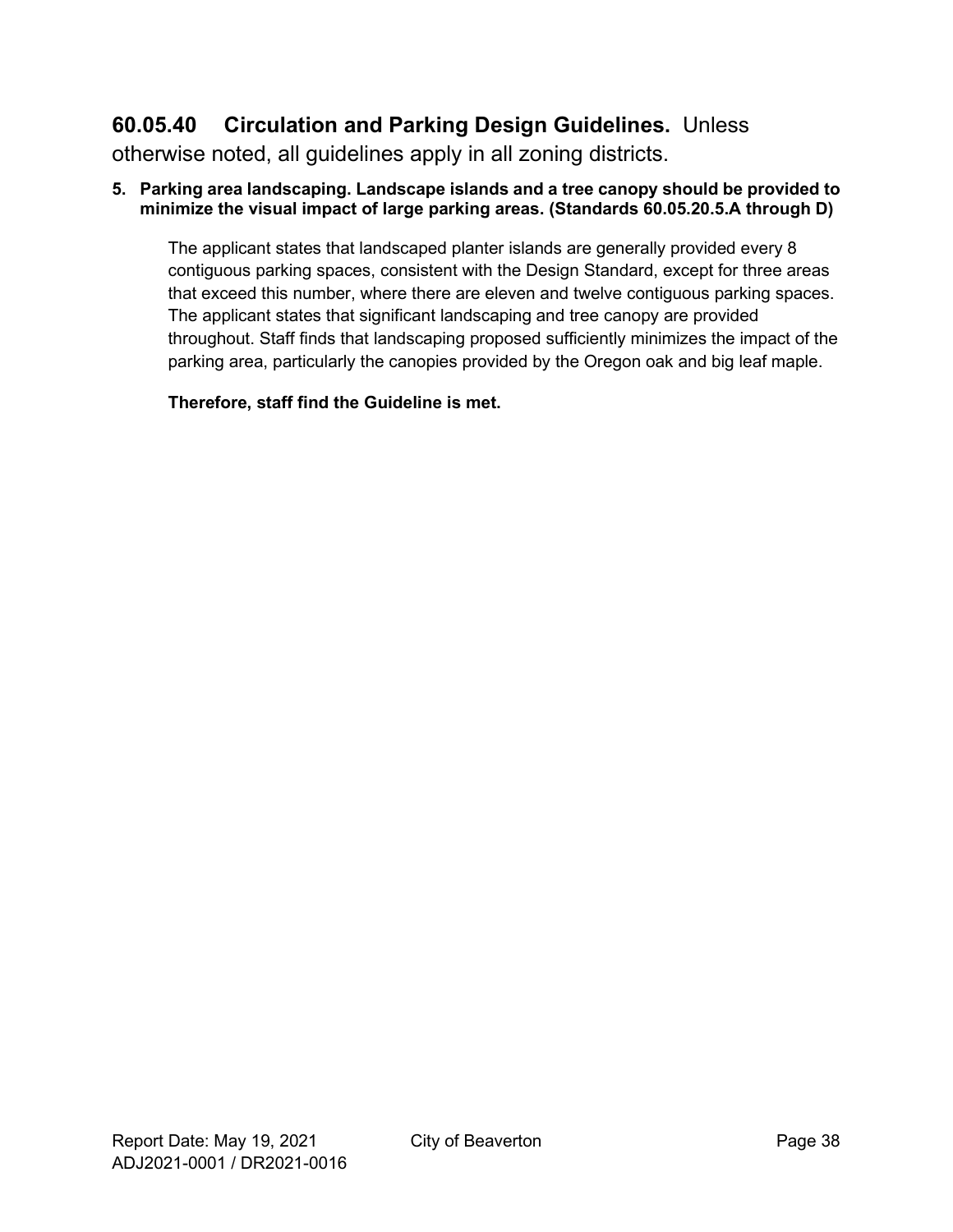## 60.05.40 Circulation and Parking Design Guidelines. Unless otherwise noted, all guidelines apply in all zoning districts.

**5. Parking area landscaping. Landscape islands and a tree canopy should be provided to minimize the visual impact of large parking areas. (Standards 60.05.20.5.A through D)**

The applicant states that landscaped planter islands are generally provided every 8 contiguous parking spaces, consistent with the Design Standard, except for three areas that exceed this number, where there are eleven and twelve contiguous parking spaces. The applicant states that significant landscaping and tree canopy are provided throughout. Staff finds that landscaping proposed sufficiently minimizes the impact of the parking area, particularly the canopies provided by the Oregon oak and big leaf maple.

**Therefore, staff find the Guideline is met.**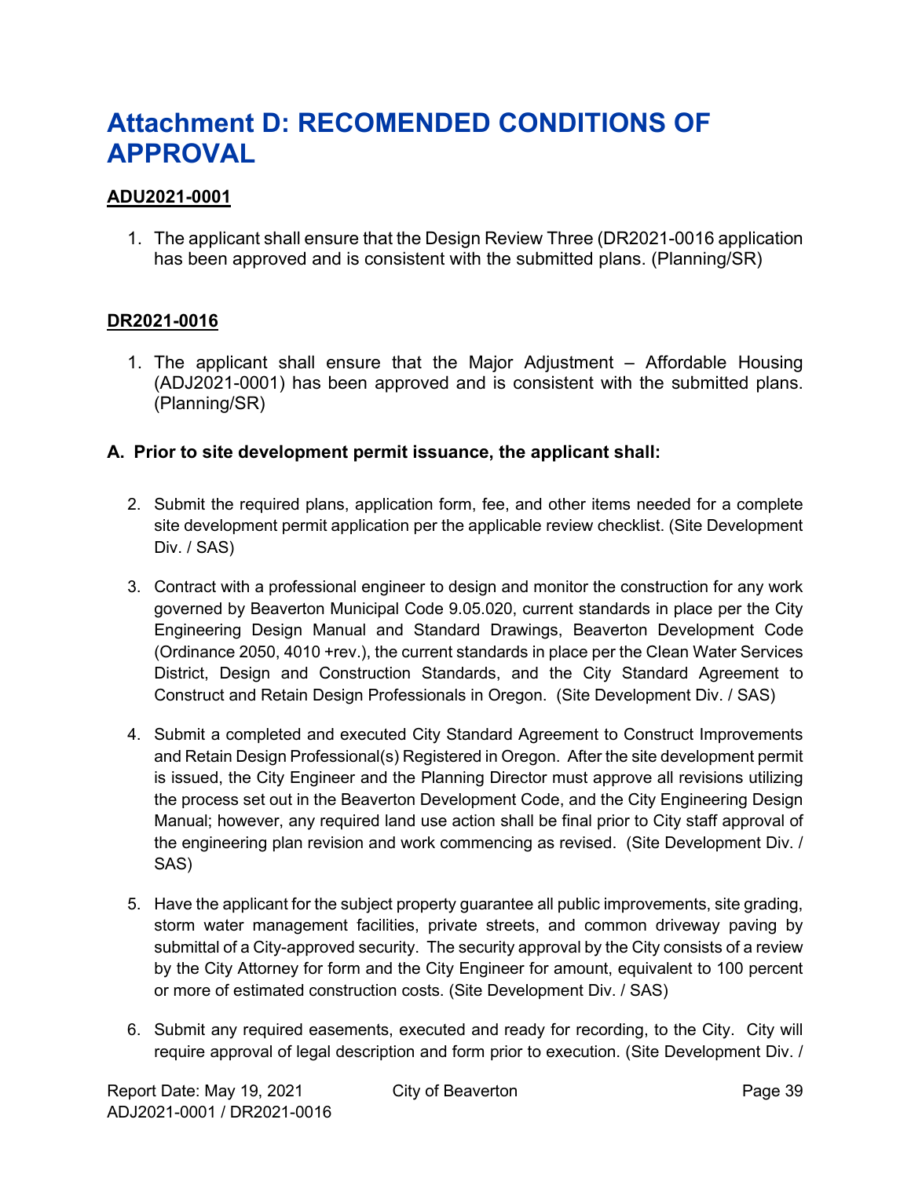# Attachment D: RECOMENDED CONDITIONS OF APPROVAL

**ADU2021-0001**

1. The applicant shall ensure that the Design Review Three (DR2021-0016 application has been approved and is consistent with the submitted plans. (Planning/SR)

**DR2021-0016**

1. The applicant shall ensure that the Major Adjustment – Affordable Housing (ADJ2021-0001) has been approved and is consistent with the submitted plans. (Planning/SR)

### A. Prior to site development permit issuance, the applicant shall:

2. Submit the required plans, application form, fee, and other items needed for a complete site development permit application per the applicable review checklist. (Site Development Div. / SAS)

3. Contract with a professional engineer to design and monitor the construction for any work governed by Beaverton Municipal Code 9.05.020, current standards in place per the City Engineering Design Manual and Standard Drawings, Beaverton Development Code (Ordinance 2050, 4010 +rev.), the current standards in place per the Clean Water Services District, Design and Construction Standards, and the City Standard Agreement to Construct and Retain Design Professionals in Oregon. (Site Development Div. / SAS)

4. Submit a completed and executed City Standard Agreement to Construct Improvements and Retain Design Professional(s) Registered in Oregon. After the site development permit is issued, the City Engineer and the Planning Director must approve all revisions utilizing the process set out in the Beaverton Development Code, and the City Engineering Design Manual; however, any required land use action shall be final prior to City staff approval of the engineering plan revision and work commencing as revised. (Site Development Div. / SAS)

5. Have the applicant for the subject property guarantee all public improvements, site grading, storm water management facilities, private streets, and common driveway paving by submittal of a City-approved security. The security approval by the City consists of a review by the City Attorney for form and the City Engineer for amount, equivalent to 100 percent or more of estimated construction costs. (Site Development Div. / SAS)

6. Submit any required easements, executed and ready for recording, to the City. City will require approval of legal description and form prior to execution. (Site Development Div. /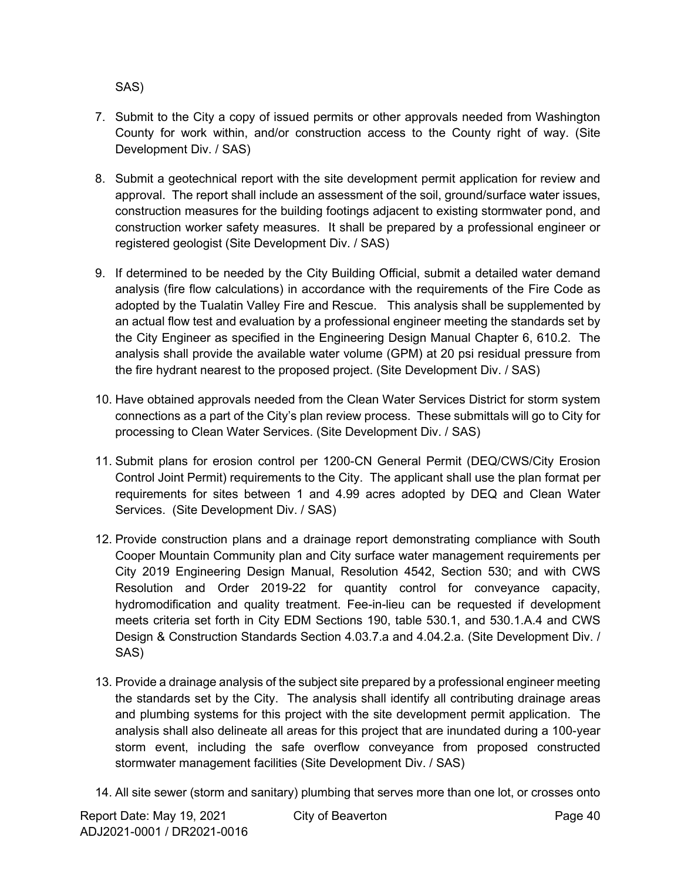SAS)

7. Submit to the City a copy of issued permits or other approvals needed from Washington County for work within, and/or construction access to the County right of way. (Site Development Div. / SAS)

8. Submit a geotechnical report with the site development permit application for review and approval. The report shall include an assessment of the soil, ground/surface water issues, construction measures for the building footings adjacent to existing stormwater pond, and construction worker safety measures. It shall be prepared by a professional engineer or registered geologist (Site Development Div. / SAS)

9. If determined to be needed by the City Building Official, submit a detailed water demand analysis (fire flow calculations) in accordance with the requirements of the Fire Code as adopted by the Tualatin Valley Fire and Rescue. This analysis shall be supplemented by an actual flow test and evaluation by a professional engineer meeting the standards set by the City Engineer as specified in the Engineering Design Manual Chapter 6, 610.2. The analysis shall provide the available water volume (GPM) at 20 psi residual pressure from the fire hydrant nearest to the proposed project. (Site Development Div. / SAS)

10. Have obtained approvals needed from the Clean Water Services District for storm system connections as a part of the City's plan review process. These submittals will go to City for processing to Clean Water Services. (Site Development Div. / SAS)

11. Submit plans for erosion control per 1200-CN General Permit (DEQ/CWS/City Erosion Control Joint Permit) requirements to the City. The applicant shall use the plan format per requirements for sites between 1 and 4.99 acres adopted by DEQ and Clean Water Services. (Site Development Div. / SAS)

12. Provide construction plans and a drainage report demonstrating compliance with South Cooper Mountain Community plan and City surface water management requirements per City 2019 Engineering Design Manual, Resolution 4542, Section 530; and with CWS Resolution and Order 2019-22 for quantity control for conveyance capacity, hydromodification and quality treatment. Fee-in-lieu can be requested if development meets criteria set forth in City EDM Sections 190, table 530.1, and 530.1.A.4 and CWS Design & Construction Standards Section 4.03.7.a and 4.04.2.a. (Site Development Div. / SAS)

13. Provide a drainage analysis of the subject site prepared by a professional engineer meeting the standards set by the City. The analysis shall identify all contributing drainage areas and plumbing systems for this project with the site development permit application. The analysis shall also delineate all areas for this project that are inundated during a 100-year storm event, including the safe overflow conveyance from proposed constructed stormwater management facilities (Site Development Div. / SAS)

14. All site sewer (storm and sanitary) plumbing that serves more than one lot, or crosses onto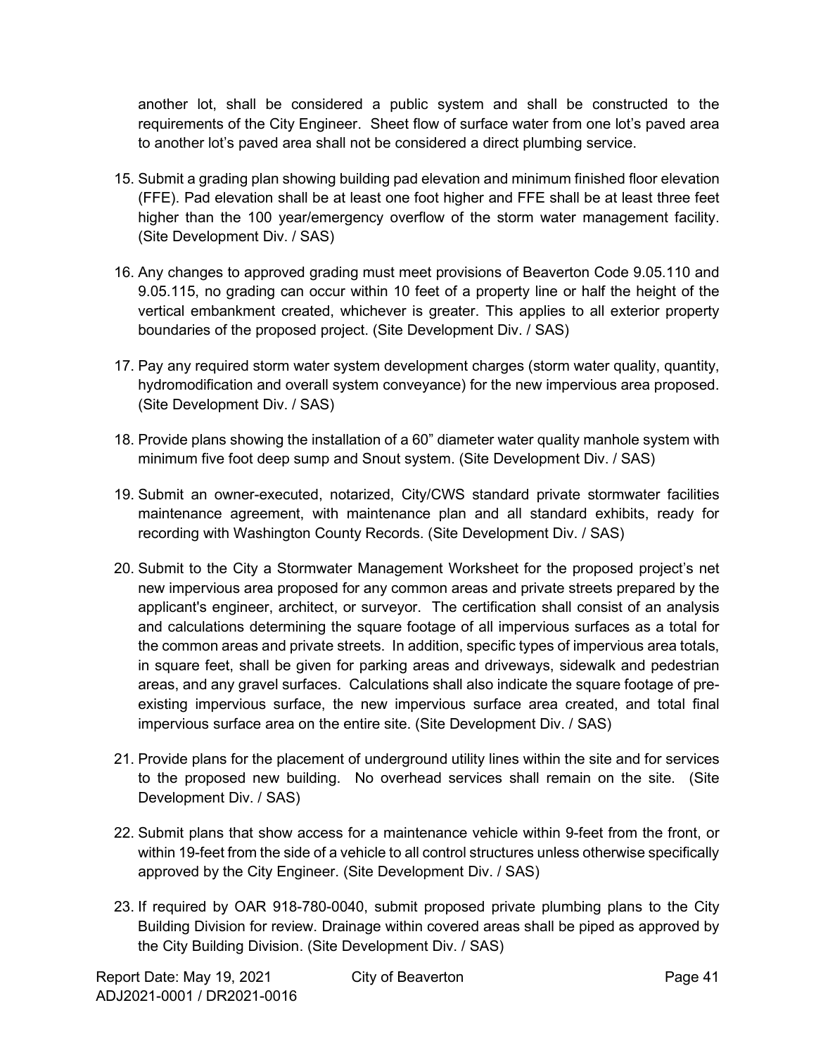another lot, shall be considered a public system and shall be constructed to the requirements of the City Engineer. Sheet flow of surface water from one lot's paved area to another lot's paved area shall not be considered a direct plumbing service.

15. Submit a grading plan showing building pad elevation and minimum finished floor elevation (FFE). Pad elevation shall be at least one foot higher and FFE shall be at least three feet higher than the 100 year/emergency overflow of the storm water management facility. (Site Development Div. / SAS)

16. Any changes to approved grading must meet provisions of Beaverton Code 9.05.110 and 9.05.115, no grading can occur within 10 feet of a property line or half the height of the vertical embankment created, whichever is greater. This applies to all exterior property boundaries of the proposed project. (Site Development Div. / SAS)

17. Pay any required storm water system development charges (storm water quality, quantity, hydromodification and overall system conveyance) for the new impervious area proposed. (Site Development Div. / SAS)

18. Provide plans showing the installation of a 60" diameter water quality manhole system with minimum five foot deep sump and Snout system. (Site Development Div. / SAS)

19. Submit an owner-executed, notarized, City/CWS standard private stormwater facilities maintenance agreement, with maintenance plan and all standard exhibits, ready for recording with Washington County Records. (Site Development Div. / SAS)

20. Submit to the City a Stormwater Management Worksheet for the proposed project's net new impervious area proposed for any common areas and private streets prepared by the applicant's engineer, architect, or surveyor. The certification shall consist of an analysis and calculations determining the square footage of all impervious surfaces as a total for the common areas and private streets. In addition, specific types of impervious area totals, in square feet, shall be given for parking areas and driveways, sidewalk and pedestrian areas, and any gravel surfaces. Calculations shall also indicate the square footage of pre-existing impervious surface, the new impervious surface area created, and total final impervious surface area on the entire site. (Site Development Div. / SAS)

21. Provide plans for the placement of underground utility lines within the site and for services to the proposed new building. No overhead services shall remain on the site. (Site Development Div. / SAS)

22. Submit plans that show access for a maintenance vehicle within 9-feet from the front, or within 19-feet from the side of a vehicle to all control structures unless otherwise specifically approved by the City Engineer. (Site Development Div. / SAS)

23. If required by OAR 918-780-0040, submit proposed private plumbing plans to the City Building Division for review. Drainage within covered areas shall be piped as approved by the City Building Division. (Site Development Div. / SAS)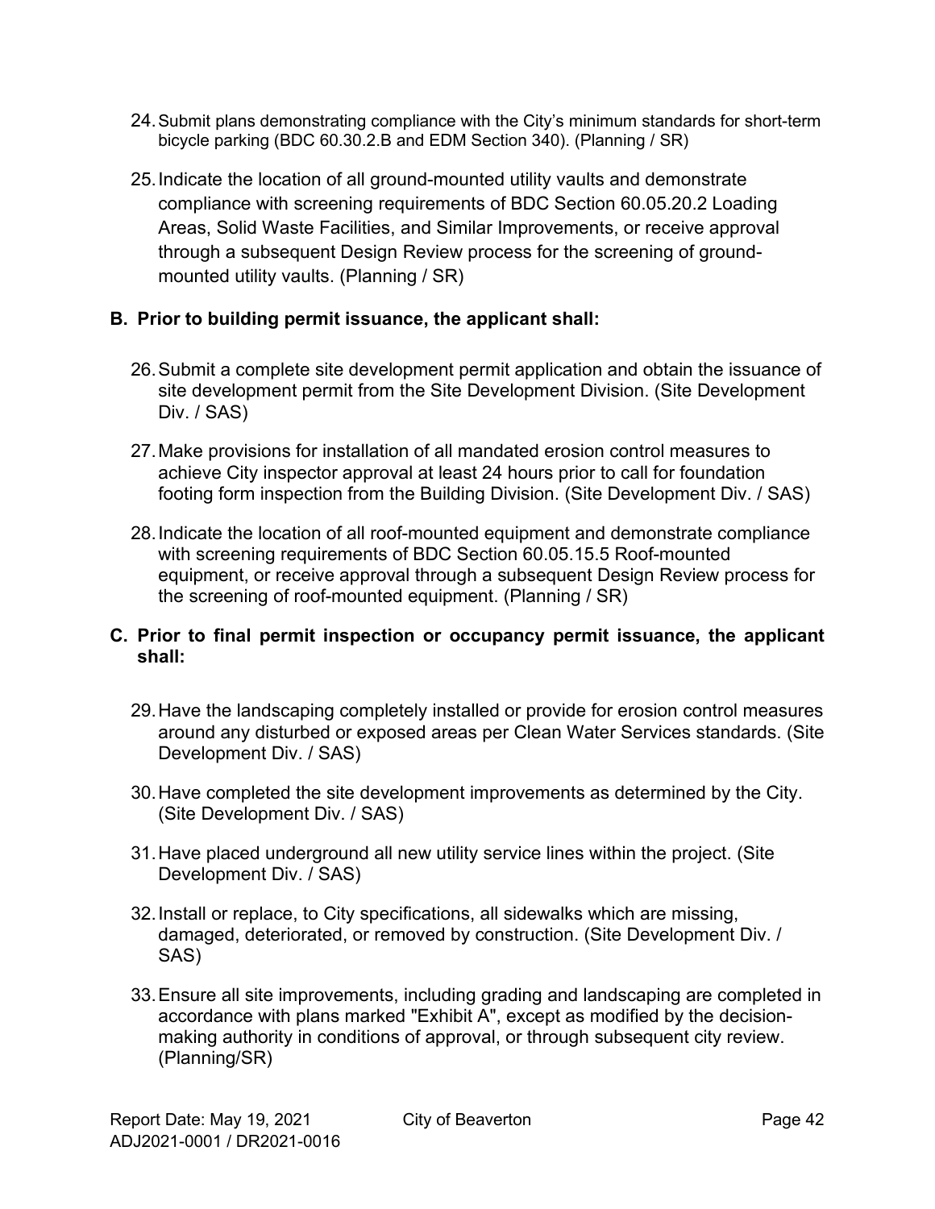24. Submit plans demonstrating compliance with the City's minimum standards for short-term bicycle parking (BDC 60.30.2.B and EDM Section 340). (Planning / SR)

25. Indicate the location of all ground-mounted utility vaults and demonstrate compliance with screening requirements of BDC Section 60.05.20.2 Loading Areas, Solid Waste Facilities, and Similar Improvements, or receive approval through a subsequent Design Review process for the screening of ground-mounted utility vaults. (Planning / SR)

**B. Prior to building permit issuance, the applicant shall:**

26. Submit a complete site development permit application and obtain the issuance of site development permit from the Site Development Division. (Site Development Div. / SAS)

27. Make provisions for installation of all mandated erosion control measures to achieve City inspector approval at least 24 hours prior to call for foundation footing form inspection from the Building Division. (Site Development Div. / SAS)

28. Indicate the location of all roof-mounted equipment and demonstrate compliance with screening requirements of BDC Section 60.05.15.5 Roof-mounted equipment, or receive approval through a subsequent Design Review process for the screening of roof-mounted equipment. (Planning / SR)

**C. Prior to final permit inspection or occupancy permit issuance, the applicant shall:**

29. Have the landscaping completely installed or provide for erosion control measures around any disturbed or exposed areas per Clean Water Services standards. (Site Development Div. / SAS)

30. Have completed the site development improvements as determined by the City. (Site Development Div. / SAS)

31. Have placed underground all new utility service lines within the project. (Site Development Div. / SAS)

32. Install or replace, to City specifications, all sidewalks which are missing, damaged, deteriorated, or removed by construction. (Site Development Div. / SAS)

33. Ensure all site improvements, including grading and landscaping are completed in accordance with plans marked "Exhibit A", except as modified by the decision-making authority in conditions of approval, or through subsequent city review. (Planning/SR)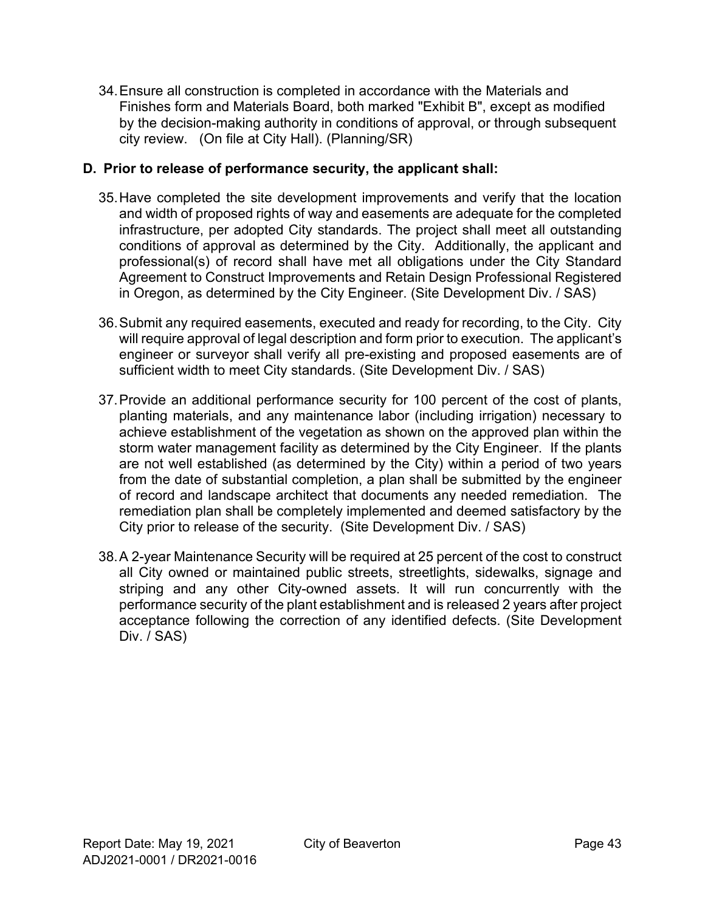34. Ensure all construction is completed in accordance with the Materials and Finishes form and Materials Board, both marked "Exhibit B", except as modified by the decision-making authority in conditions of approval, or through subsequent city review. (On file at City Hall). (Planning/SR)

**D. Prior to release of performance security, the applicant shall:**

35. Have completed the site development improvements and verify that the location and width of proposed rights of way and easements are adequate for the completed infrastructure, per adopted City standards. The project shall meet all outstanding conditions of approval as determined by the City. Additionally, the applicant and professional(s) of record shall have met all obligations under the City Standard Agreement to Construct Improvements and Retain Design Professional Registered in Oregon, as determined by the City Engineer. (Site Development Div. / SAS)

36. Submit any required easements, executed and ready for recording, to the City. City will require approval of legal description and form prior to execution. The applicant's engineer or surveyor shall verify all pre-existing and proposed easements are of sufficient width to meet City standards. (Site Development Div. / SAS)

37. Provide an additional performance security for 100 percent of the cost of plants, planting materials, and any maintenance labor (including irrigation) necessary to achieve establishment of the vegetation as shown on the approved plan within the storm water management facility as determined by the City Engineer. If the plants are not well established (as determined by the City) within a period of two years from the date of substantial completion, a plan shall be submitted by the engineer of record and landscape architect that documents any needed remediation. The remediation plan shall be completely implemented and deemed satisfactory by the City prior to release of the security. (Site Development Div. / SAS)

38. A 2-year Maintenance Security will be required at 25 percent of the cost to construct all City owned or maintained public streets, streetlights, sidewalks, signage and striping and any other City-owned assets. It will run concurrently with the performance security of the plant establishment and is released 2 years after project acceptance following the correction of any identified defects. (Site Development Div. / SAS)